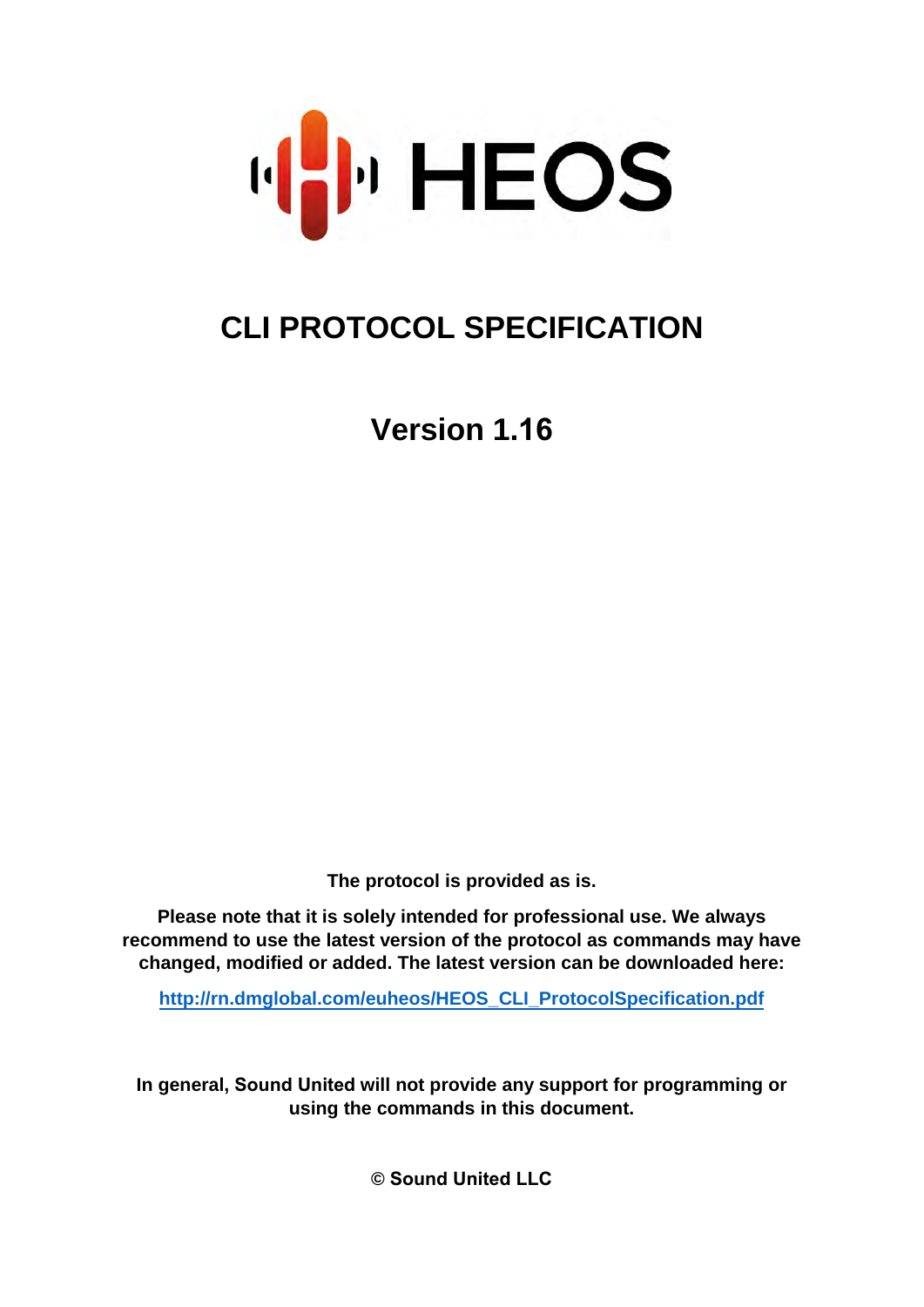# HEOS

## CLI PROTOCOL SPECIFICATION

## Version 1.16

**The protocol is provided as is.**

**Please note that it is solely intended for professional use. We always recommend to use the latest version of the protocol as commands may have changed, modified or added. The latest version can be downloaded here:**

**http://rn.dmglobal.com/euheos/HEOS_CLI_ProtocolSpecification.pdf**

**In general, Sound United will not provide any support for programming or using the commands in this document.**

**© Sound United LLC**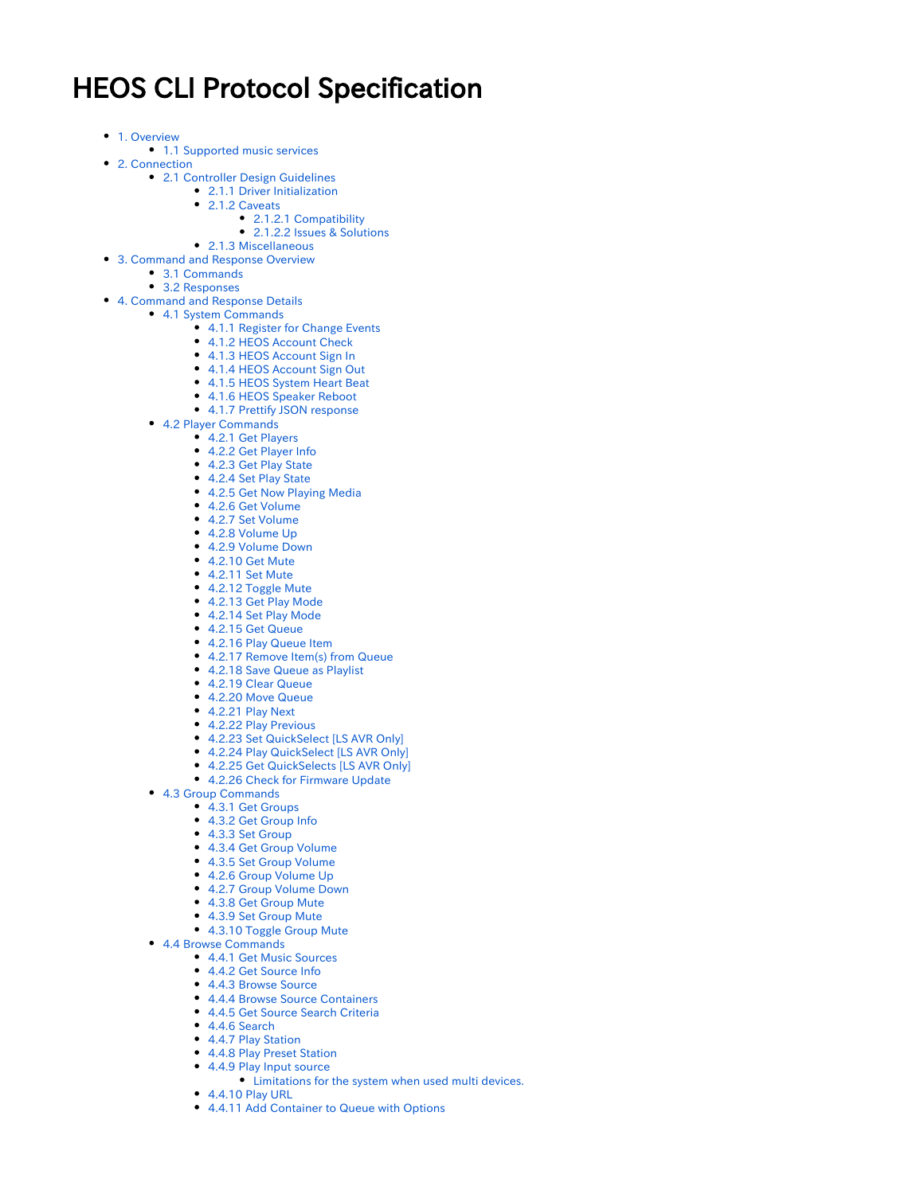# HEOS CLI Protocol Specification

- 1. Overview
    - 1.1 Supported music services
- 2. Connection
    - 2.1 Controller Design Guidelines
        - 2.1.1 Driver Initialization
        - 2.1.2 Caveats
            - 2.1.2.1 Compatibility
            - 2.1.2.2 Issues & Solutions
        - 2.1.3 Miscellaneous
- 3. Command and Response Overview
    - 3.1 Commands
    - 3.2 Responses
- 4. Command and Response Details
    - 4.1 System Commands
        - 4.1.1 Register for Change Events
        - 4.1.2 HEOS Account Check
        - 4.1.3 HEOS Account Sign In
        - 4.1.4 HEOS Account Sign Out
        - 4.1.5 HEOS System Heart Beat
        - 4.1.6 HEOS Speaker Reboot
        - 4.1.7 Prettify JSON response
    - 4.2 Player Commands
        - 4.2.1 Get Players
        - 4.2.2 Get Player Info
        - 4.2.3 Get Play State
        - 4.2.4 Set Play State
        - 4.2.5 Get Now Playing Media
        - 4.2.6 Get Volume
        - 4.2.7 Set Volume
        - 4.2.8 Volume Up
        - 4.2.9 Volume Down
        - 4.2.10 Get Mute
        - 4.2.11 Set Mute
        - 4.2.12 Toggle Mute
        - 4.2.13 Get Play Mode
        - 4.2.14 Set Play Mode
        - 4.2.15 Get Queue
        - 4.2.16 Play Queue Item
        - 4.2.17 Remove Item(s) from Queue
        - 4.2.18 Save Queue as Playlist
        - 4.2.19 Clear Queue
        - 4.2.20 Move Queue
        - 4.2.21 Play Next
        - 4.2.22 Play Previous
        - 4.2.23 Set QuickSelect [LS AVR Only]
        - 4.2.24 Play QuickSelect [LS AVR Only]
        - 4.2.25 Get QuickSelects [LS AVR Only]
        - 4.2.26 Check for Firmware Update
    - 4.3 Group Commands
        - 4.3.1 Get Groups
        - 4.3.2 Get Group Info
        - 4.3.3 Set Group
        - 4.3.4 Get Group Volume
        - 4.3.5 Set Group Volume
        - 4.2.6 Group Volume Up
        - 4.2.7 Group Volume Down
        - 4.3.8 Get Group Mute
        - 4.3.9 Set Group Mute
        - 4.3.10 Toggle Group Mute
    - 4.4 Browse Commands
        - 4.4.1 Get Music Sources
        - 4.4.2 Get Source Info
        - 4.4.3 Browse Source
        - 4.4.4 Browse Source Containers
        - 4.4.5 Get Source Search Criteria
        - 4.4.6 Search
        - 4.4.7 Play Station
        - 4.4.8 Play Preset Station
        - 4.4.9 Play Input source
            - Limitations for the system when used multi devices.
        - 4.4.10 Play URL
        - 4.4.11 Add Container to Queue with Options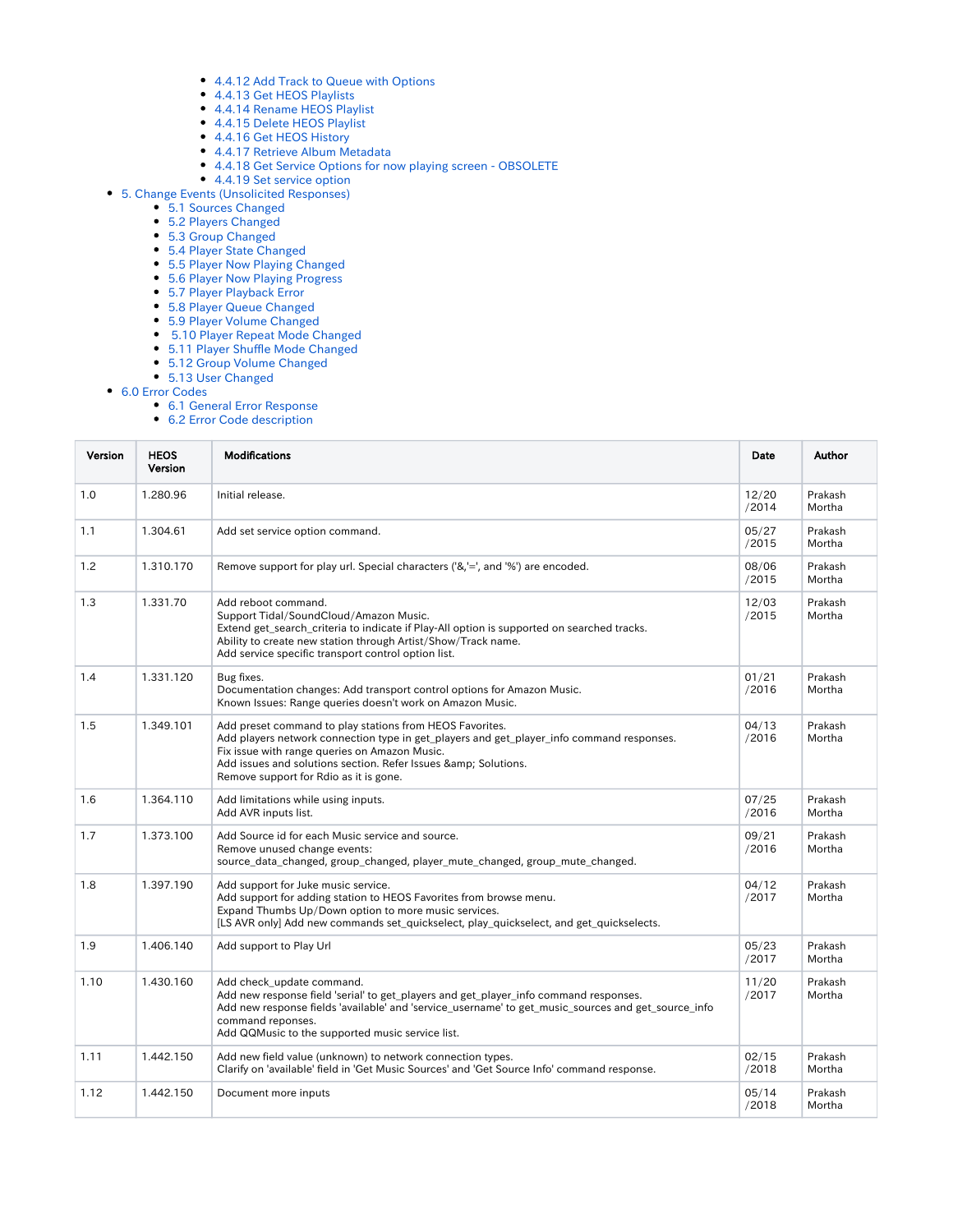- 4.4.12 Add Track to Queue with Options
- 4.4.13 Get HEOS Playlists
- 4.4.14 Rename HEOS Playlist
- 4.4.15 Delete HEOS Playlist
- 4.4.16 Get HEOS History
- 4.4.17 Retrieve Album Metadata
- 4.4.18 Get Service Options for now playing screen - OBSOLETE
- 4.4.19 Set service option

- 5. Change Events (Unsolicited Responses)
  - 5.1 Sources Changed
  - 5.2 Players Changed
  - 5.3 Group Changed
  - 5.4 Player State Changed
  - 5.5 Player Now Playing Changed
  - 5.6 Player Now Playing Progress
  - 5.7 Player Playback Error
  - 5.8 Player Queue Changed
  - 5.9 Player Volume Changed
  - 5.10 Player Repeat Mode Changed
  - 5.11 Player Shuffle Mode Changed
  - 5.12 Group Volume Changed
  - 5.13 User Changed
- 6.0 Error Codes
  - 6.1 General Error Response
  - 6.2 Error Code description

| Version | HEOS Version | Modifications | Date | Author |
|---|---|---|---|---|
| 1.0 | 1.280.96 | Initial release. | 12/20/2014 | Prakash Mortha |
| 1.1 | 1.304.61 | Add set service option command. | 05/27/2015 | Prakash Mortha |
| 1.2 | 1.310.170 | Remove support for play url. Special characters ('&','=', and '%') are encoded. | 08/06/2015 | Prakash Mortha |
| 1.3 | 1.331.70 | Add reboot command.<br>Support Tidal/SoundCloud/Amazon Music.<br>Extend get_search_criteria to indicate if Play-All option is supported on searched tracks.<br>Ability to create new station through Artist/Show/Track name.<br>Add service specific transport control option list. | 12/03/2015 | Prakash Mortha |
| 1.4 | 1.331.120 | Bug fixes.<br>Documentation changes: Add transport control options for Amazon Music.<br>Known Issues: Range queries doesn't work on Amazon Music. | 01/21/2016 | Prakash Mortha |
| 1.5 | 1.349.101 | Add preset command to play stations from HEOS Favorites.<br>Add players network connection type in get_players and get_player_info command responses.<br>Fix issue with range queries on Amazon Music.<br>Add issues and solutions section. Refer Issues &amp; Solutions.<br>Remove support for Rdio as it is gone. | 04/13/2016 | Prakash Mortha |
| 1.6 | 1.364.110 | Add limitations while using inputs.<br>Add AVR inputs list. | 07/25/2016 | Prakash Mortha |
| 1.7 | 1.373.100 | Add Source id for each Music service and source.<br>Remove unused change events:<br>source_data_changed, group_changed, player_mute_changed, group_mute_changed. | 09/21/2016 | Prakash Mortha |
| 1.8 | 1.397.190 | Add support for Juke music service.<br>Add support for adding station to HEOS Favorites from browse menu.<br>Expand Thumbs Up/Down option to more music services.<br>[LS AVR only] Add new commands set_quickselect, play_quickselect, and get_quickselects. | 04/12/2017 | Prakash Mortha |
| 1.9 | 1.406.140 | Add support to Play Url | 05/23/2017 | Prakash Mortha |
| 1.10 | 1.430.160 | Add check_update command.<br>Add new response field 'serial' to get_players and get_player_info command responses.<br>Add new response fields 'available' and 'service_username' to get_music_sources and get_source_info command reponses.<br>Add QQMusic to the supported music service list. | 11/20/2017 | Prakash Mortha |
| 1.11 | 1.442.150 | Add new field value (unknown) to network connection types.<br>Clarify on 'available' field in 'Get Music Sources' and 'Get Source Info' command response. | 02/15/2018 | Prakash Mortha |
| 1.12 | 1.442.150 | Document more inputs | 05/14/2018 | Prakash Mortha |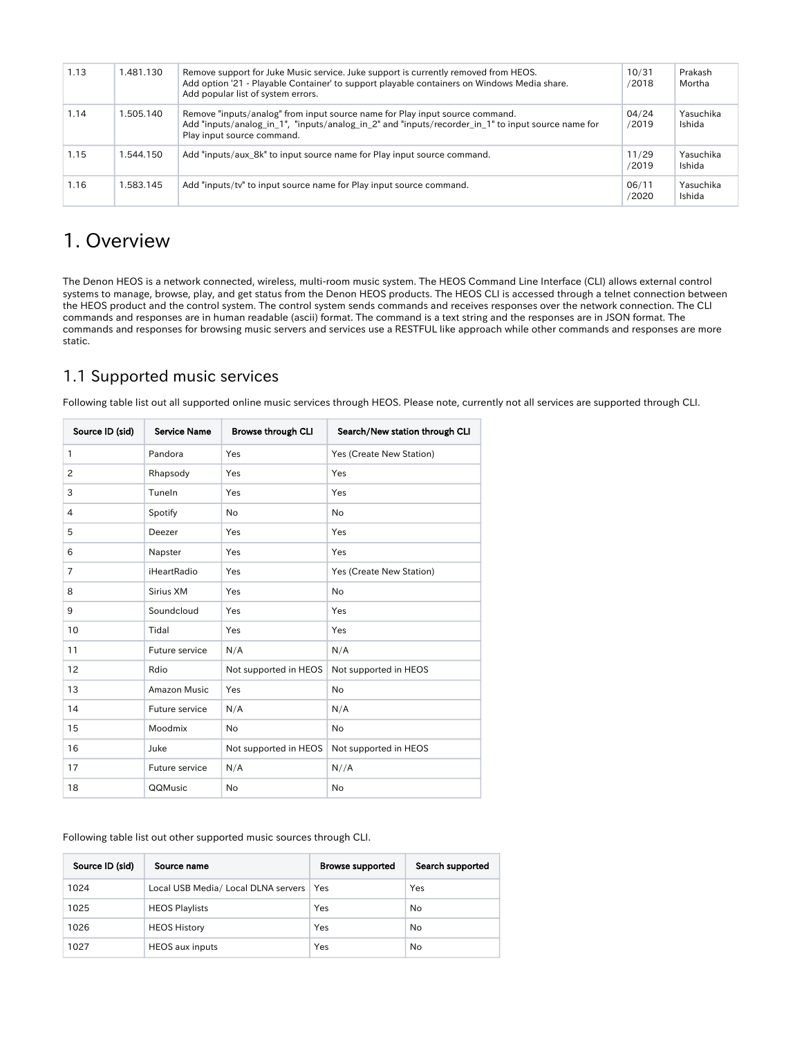| 1.13 | 1.481.130 | Remove support for Juke Music service. Juke support is currently removed from HEOS.<br>Add option '21 - Playable Container' to support playable containers on Windows Media share.<br>Add popular list of system errors. | 10/31/2018 | Prakash Mortha |
|---|---|---|---|---|
| 1.14 | 1.505.140 | Remove "inputs/analog" from input source name for Play input source command.<br>Add "inputs/analog_in_1", "inputs/analog_in_2" and "inputs/recorder_in_1" to input source name for Play input source command. | 04/24/2019 | Yasuchika Ishida |
| 1.15 | 1.544.150 | Add "inputs/aux_8k" to input source name for Play input source command. | 11/29/2019 | Yasuchika Ishida |
| 1.16 | 1.583.145 | Add "inputs/tv" to input source name for Play input source command. | 06/11/2020 | Yasuchika Ishida |

# 1. Overview

The Denon HEOS is a network connected, wireless, multi-room music system. The HEOS Command Line Interface (CLI) allows external control systems to manage, browse, play, and get status from the Denon HEOS products. The HEOS CLI is accessed through a telnet connection between the HEOS product and the control system. The control system sends commands and receives responses over the network connection. The CLI commands and responses are in human readable (ascii) format. The command is a text string and the responses are in JSON format. The commands and responses for browsing music servers and services use a RESTFUL like approach while other commands and responses are more static.

## 1.1 Supported music services

Following table list out all supported online music services through HEOS. Please note, currently not all services are supported through CLI.

| Source ID (sid) | Service Name | Browse through CLI | Search/New station through CLI |
|---|---|---|---|
| 1 | Pandora | Yes | Yes (Create New Station) |
| 2 | Rhapsody | Yes | Yes |
| 3 | TuneIn | Yes | Yes |
| 4 | Spotify | No | No |
| 5 | Deezer | Yes | Yes |
| 6 | Napster | Yes | Yes |
| 7 | iHeartRadio | Yes | Yes (Create New Station) |
| 8 | Sirius XM | Yes | No |
| 9 | Soundcloud | Yes | Yes |
| 10 | Tidal | Yes | Yes |
| 11 | Future service | N/A | N/A |
| 12 | Rdio | Not supported in HEOS | Not supported in HEOS |
| 13 | Amazon Music | Yes | No |
| 14 | Future service | N/A | N/A |
| 15 | Moodmix | No | No |
| 16 | Juke | Not supported in HEOS | Not supported in HEOS |
| 17 | Future service | N/A | N//A |
| 18 | QQMusic | No | No |

Following table list out other supported music sources through CLI.

| Source ID (sid) | Source name | Browse supported | Search supported |
|---|---|---|---|
| 1024 | Local USB Media/ Local DLNA servers | Yes | Yes |
| 1025 | HEOS Playlists | Yes | No |
| 1026 | HEOS History | Yes | No |
| 1027 | HEOS aux inputs | Yes | No |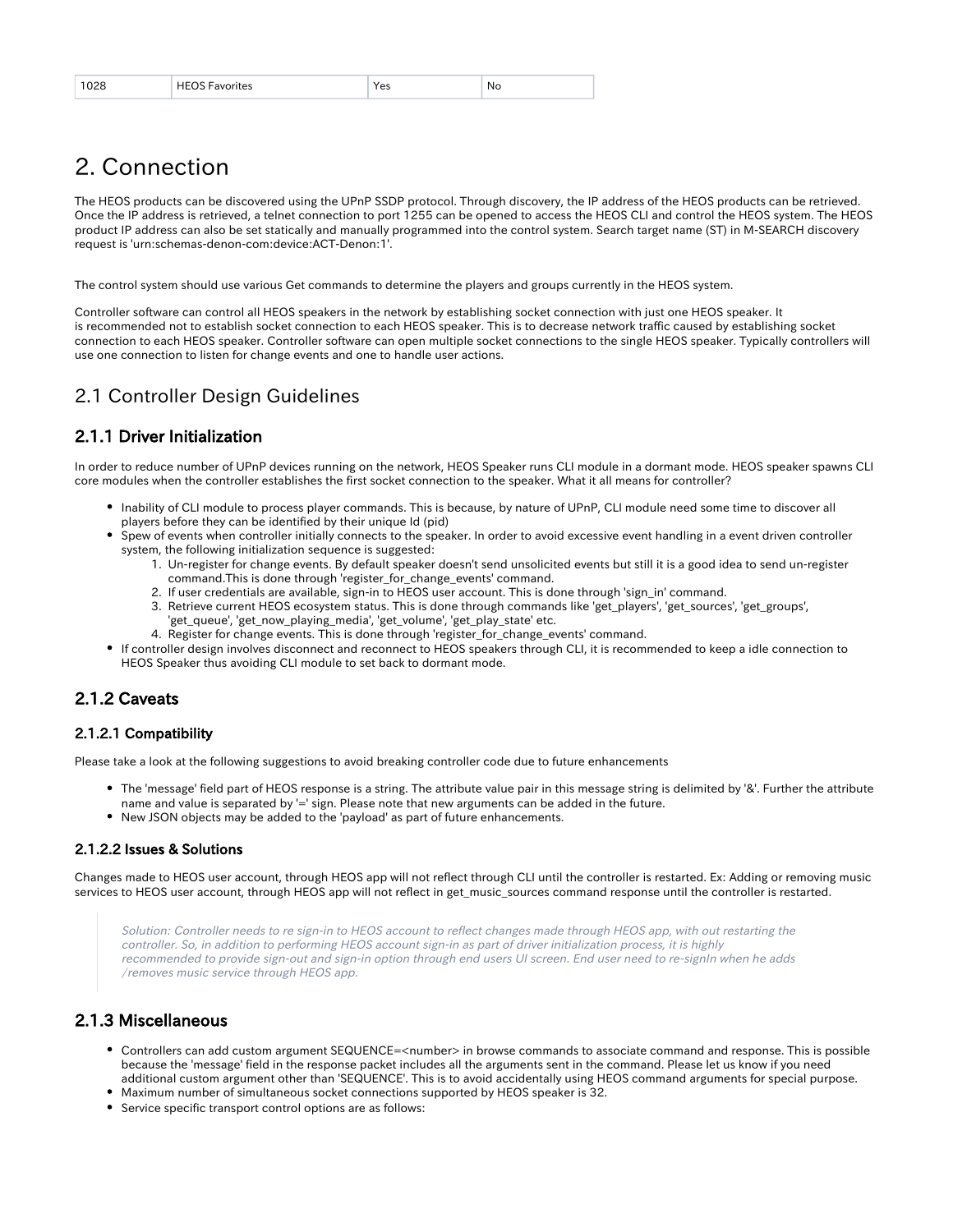| 1028 | HEOS Favorites | Yes | No |
| --- | --- | --- | --- |

# 2. Connection

The HEOS products can be discovered using the UPnP SSDP protocol. Through discovery, the IP address of the HEOS products can be retrieved. Once the IP address is retrieved, a telnet connection to port 1255 can be opened to access the HEOS CLI and control the HEOS system. The HEOS product IP address can also be set statically and manually programmed into the control system. Search target name (ST) in M-SEARCH discovery request is 'urn:schemas-denon-com:device:ACT-Denon:1'.

The control system should use various Get commands to determine the players and groups currently in the HEOS system.

Controller software can control all HEOS speakers in the network by establishing socket connection with just one HEOS speaker. It is recommended not to establish socket connection to each HEOS speaker. This is to decrease network traffic caused by establishing socket connection to each HEOS speaker. Controller software can open multiple socket connections to the single HEOS speaker. Typically controllers will use one connection to listen for change events and one to handle user actions.

## 2.1 Controller Design Guidelines

### 2.1.1 Driver Initialization

In order to reduce number of UPnP devices running on the network, HEOS Speaker runs CLI module in a dormant mode. HEOS speaker spawns CLI core modules when the controller establishes the first socket connection to the speaker. What it all means for controller?

- Inability of CLI module to process player commands. This is because, by nature of UPnP, CLI module need some time to discover all players before they can be identified by their unique Id (pid)
- Spew of events when controller initially connects to the speaker. In order to avoid excessive event handling in a event driven controller system, the following initialization sequence is suggested:
    1. Un-register for change events. By default speaker doesn't send unsolicited events but still it is a good idea to send un-register command.This is done through 'register_for_change_events' command.
    2. If user credentials are available, sign-in to HEOS user account. This is done through 'sign_in' command.
    3. Retrieve current HEOS ecosystem status. This is done through commands like 'get_players', 'get_sources', 'get_groups', 'get_queue', 'get_now_playing_media', 'get_volume', 'get_play_state' etc.
    4. Register for change events. This is done through 'register_for_change_events' command.
- If controller design involves disconnect and reconnect to HEOS speakers through CLI, it is recommended to keep a idle connection to HEOS Speaker thus avoiding CLI module to set back to dormant mode.

### 2.1.2 Caveats

#### 2.1.2.1 Compatibility

Please take a look at the following suggestions to avoid breaking controller code due to future enhancements

- The 'message' field part of HEOS response is a string. The attribute value pair in this message string is delimited by '&'. Further the attribute name and value is separated by '=' sign. Please note that new arguments can be added in the future.
- New JSON objects may be added to the 'payload' as part of future enhancements.

#### 2.1.2.2 Issues & Solutions

Changes made to HEOS user account, through HEOS app will not reflect through CLI until the controller is restarted. Ex: Adding or removing music services to HEOS user account, through HEOS app will not reflect in get_music_sources command response until the controller is restarted.

> *Solution: Controller needs to re sign-in to HEOS account to reflect changes made through HEOS app, with out restarting the controller. So, in addition to performing HEOS account sign-in as part of driver initialization process, it is highly recommended to provide sign-out and sign-in option through end users UI screen. End user need to re-signIn when he adds /removes music service through HEOS app.*

### 2.1.3 Miscellaneous

- Controllers can add custom argument SEQUENCE=<number> in browse commands to associate command and response. This is possible because the 'message' field in the response packet includes all the arguments sent in the command. Please let us know if you need additional custom argument other than 'SEQUENCE'. This is to avoid accidentally using HEOS command arguments for special purpose.
- Maximum number of simultaneous socket connections supported by HEOS speaker is 32.
- Service specific transport control options are as follows: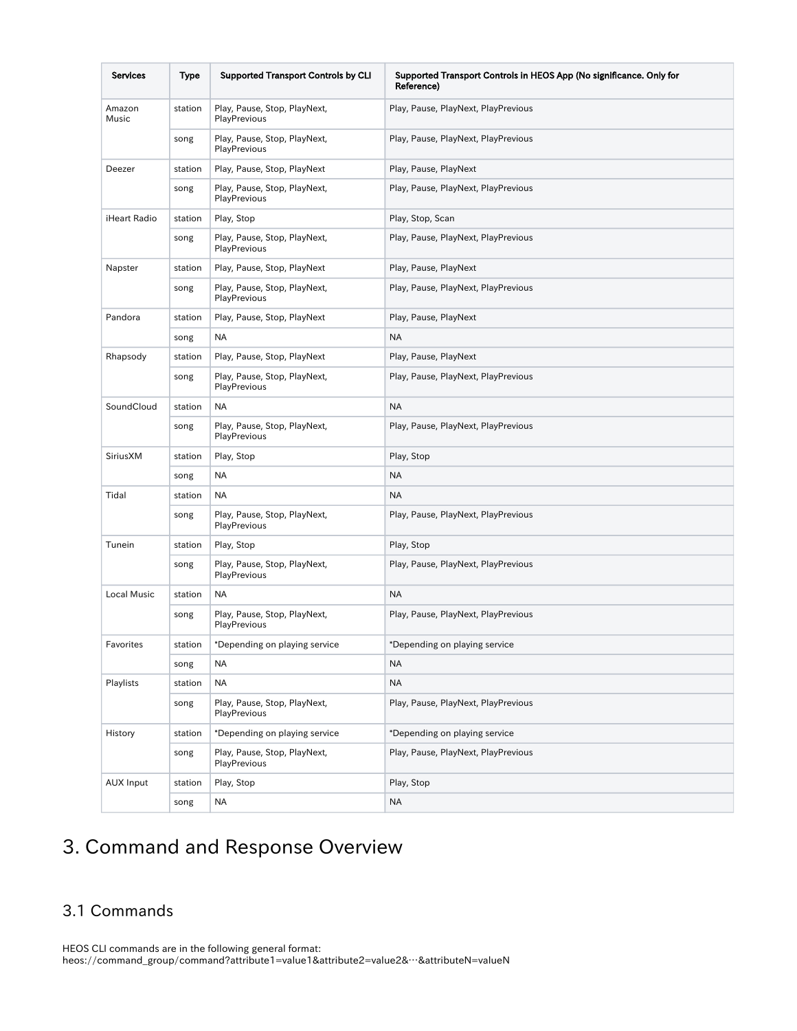| Services | Type | Supported Transport Controls by CLI | Supported Transport Controls in HEOS App (No significance. Only for Reference) |
|---|---|---|---|
| Amazon Music | station | Play, Pause, Stop, PlayNext, PlayPrevious | Play, Pause, PlayNext, PlayPrevious |
| | song | Play, Pause, Stop, PlayNext, PlayPrevious | Play, Pause, PlayNext, PlayPrevious |
| Deezer | station | Play, Pause, Stop, PlayNext | Play, Pause, PlayNext |
| | song | Play, Pause, Stop, PlayNext, PlayPrevious | Play, Pause, PlayNext, PlayPrevious |
| iHeart Radio | station | Play, Stop | Play, Stop, Scan |
| | song | Play, Pause, Stop, PlayNext, PlayPrevious | Play, Pause, PlayNext, PlayPrevious |
| Napster | station | Play, Pause, Stop, PlayNext | Play, Pause, PlayNext |
| | song | Play, Pause, Stop, PlayNext, PlayPrevious | Play, Pause, PlayNext, PlayPrevious |
| Pandora | station | Play, Pause, Stop, PlayNext | Play, Pause, PlayNext |
| | song | NA | NA |
| Rhapsody | station | Play, Pause, Stop, PlayNext | Play, Pause, PlayNext |
| | song | Play, Pause, Stop, PlayNext, PlayPrevious | Play, Pause, PlayNext, PlayPrevious |
| SoundCloud | station | NA | NA |
| | song | Play, Pause, Stop, PlayNext, PlayPrevious | Play, Pause, PlayNext, PlayPrevious |
| SiriusXM | station | Play, Stop | Play, Stop |
| | song | NA | NA |
| Tidal | station | NA | NA |
| | song | Play, Pause, Stop, PlayNext, PlayPrevious | Play, Pause, PlayNext, PlayPrevious |
| Tunein | station | Play, Stop | Play, Stop |
| | song | Play, Pause, Stop, PlayNext, PlayPrevious | Play, Pause, PlayNext, PlayPrevious |
| Local Music | station | NA | NA |
| | song | Play, Pause, Stop, PlayNext, PlayPrevious | Play, Pause, PlayNext, PlayPrevious |
| Favorites | station | *Depending on playing service | *Depending on playing service |
| | song | NA | NA |
| Playlists | station | NA | NA |
| | song | Play, Pause, Stop, PlayNext, PlayPrevious | Play, Pause, PlayNext, PlayPrevious |
| History | station | *Depending on playing service | *Depending on playing service |
| | song | Play, Pause, Stop, PlayNext, PlayPrevious | Play, Pause, PlayNext, PlayPrevious |
| AUX Input | station | Play, Stop | Play, Stop |
| | song | NA | NA |

# 3. Command and Response Overview

## 3.1 Commands

HEOS CLI commands are in the following general format:
heos://command_group/command?attribute1=value1&attribute2=value2&…&attributeN=valueN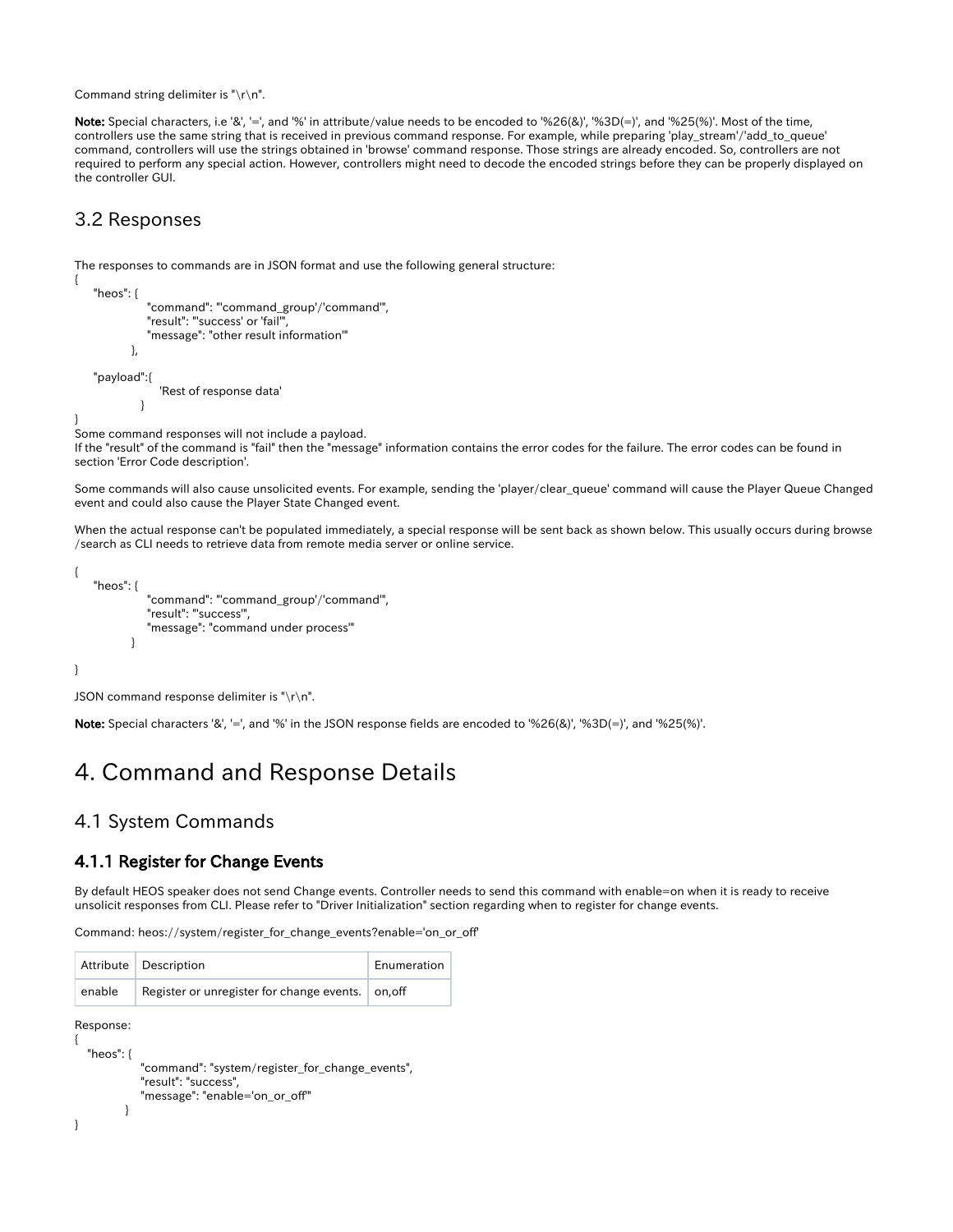Command string delimiter is "\r\n".

**Note:** Special characters, i.e '&', '=', and '%' in attribute/value needs to be encoded to '%26(&)', '%3D(=)', and '%25(%)'. Most of the time, controllers use the same string that is received in previous command response. For example, while preparing 'play_stream'/'add_to_queue' command, controllers will use the strings obtained in 'browse' command response. Those strings are already encoded. So, controllers are not required to perform any special action. However, controllers might need to decode the encoded strings before they can be properly displayed on the controller GUI.

## 3.2 Responses

The responses to commands are in JSON format and use the following general structure:

```
{
    "heos": {
                "command": "'command_group'/'command'",
                "result": "'success' or 'fail'",
                "message": "other result information'"
            },

    "payload":{
                  'Rest of response data'
              }
}
```

Some command responses will not include a payload.
If the "result" of the command is "fail" then the "message" information contains the error codes for the failure. The error codes can be found in section 'Error Code description'.

Some commands will also cause unsolicited events. For example, sending the 'player/clear_queue' command will cause the Player Queue Changed event and could also cause the Player State Changed event.

When the actual response can't be populated immediately, a special response will be sent back as shown below. This usually occurs during browse /search as CLI needs to retrieve data from remote media server or online service.

```
{
    "heos": {
                "command": "'command_group'/'command'",
                "result": "'success'",
                "message": "command under process'"
            }

}
```

JSON command response delimiter is "\r\n".

**Note:** Special characters '&', '=', and '%' in the JSON response fields are encoded to '%26(&)', '%3D(=)', and '%25(%)'.

# 4. Command and Response Details

## 4.1 System Commands

### 4.1.1 Register for Change Events

By default HEOS speaker does not send Change events. Controller needs to send this command with enable=on when it is ready to receive unsolicit responses from CLI. Please refer to "Driver Initialization" section regarding when to register for change events.

Command: heos://system/register_for_change_events?enable='on_or_off'

| Attribute | Description | Enumeration |
| --- | --- | --- |
| enable | Register or unregister for change events. | on,off |

Response:

```
{
  "heos": {
              "command": "system/register_for_change_events",
              "result": "success",
              "message": "enable='on_or_off'"
          }
}
```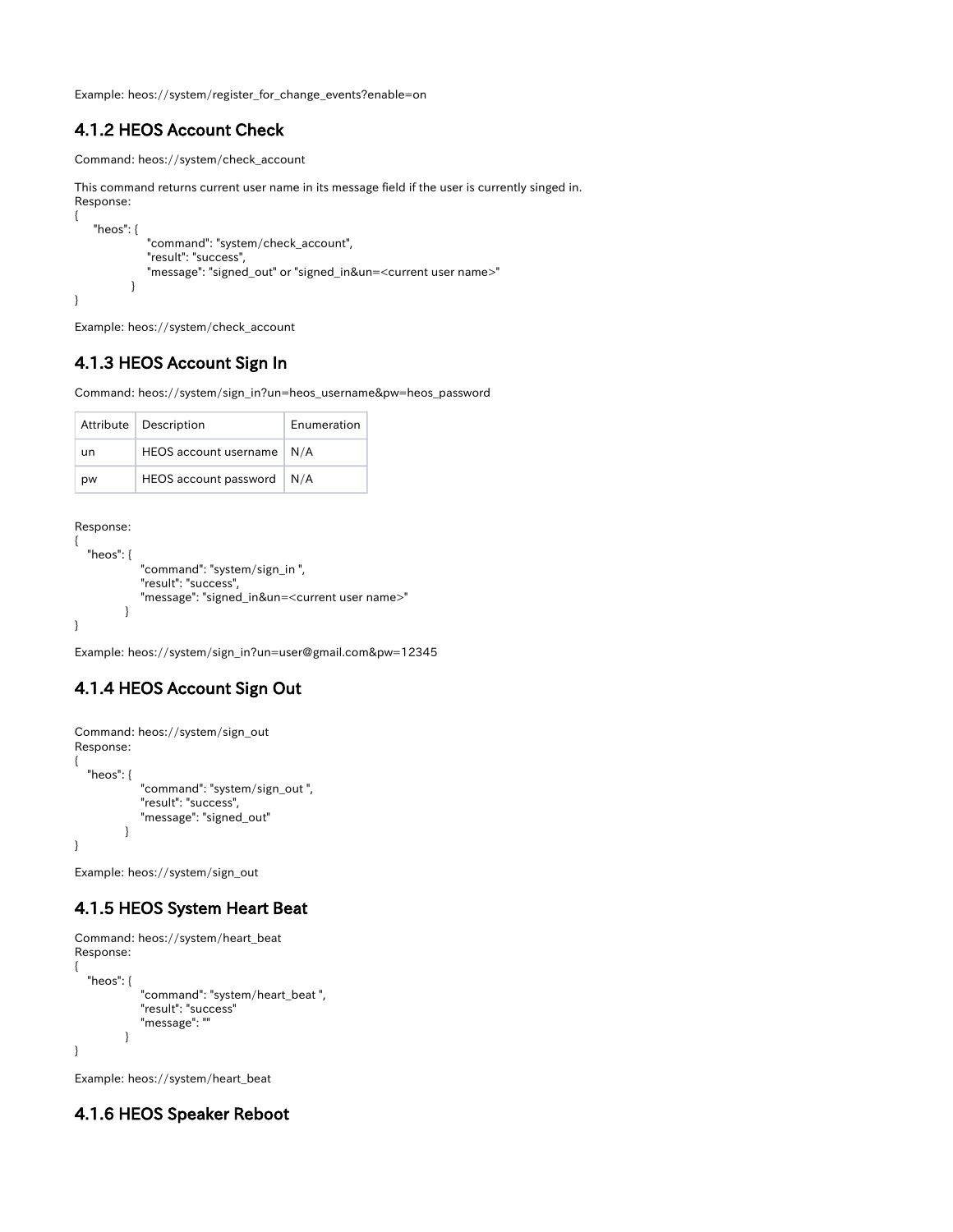Example: heos://system/register_for_change_events?enable=on

### 4.1.2 HEOS Account Check

Command: heos://system/check_account

This command returns current user name in its message field if the user is currently singed in.
Response:

```
{
    "heos": {
                "command": "system/check_account",
                "result": "success",
                "message": "signed_out" or "signed_in&un=<current user name>"
             }
}
```

Example: heos://system/check_account

### 4.1.3 HEOS Account Sign In

Command: heos://system/sign_in?un=heos_username&pw=heos_password

| Attribute | Description | Enumeration |
| --- | --- | --- |
| un | HEOS account username | N/A |
| pw | HEOS account password | N/A |

Response:

```
{
   "heos": {
               "command": "system/sign_in ",
               "result": "success",
               "message": "signed_in&un=<current user name>"
           }
}
```

Example: heos://system/sign_in?un=user@gmail.com&pw=12345

### 4.1.4 HEOS Account Sign Out

Command: heos://system/sign_out
Response:

```
{
   "heos": {
               "command": "system/sign_out ",
               "result": "success",
               "message": "signed_out"
           }
}
```

Example: heos://system/sign_out

### 4.1.5 HEOS System Heart Beat

Command: heos://system/heart_beat
Response:

```
{
   "heos": {
               "command": "system/heart_beat ",
               "result": "success"
               "message": ""
           }
}
```

Example: heos://system/heart_beat

### 4.1.6 HEOS Speaker Reboot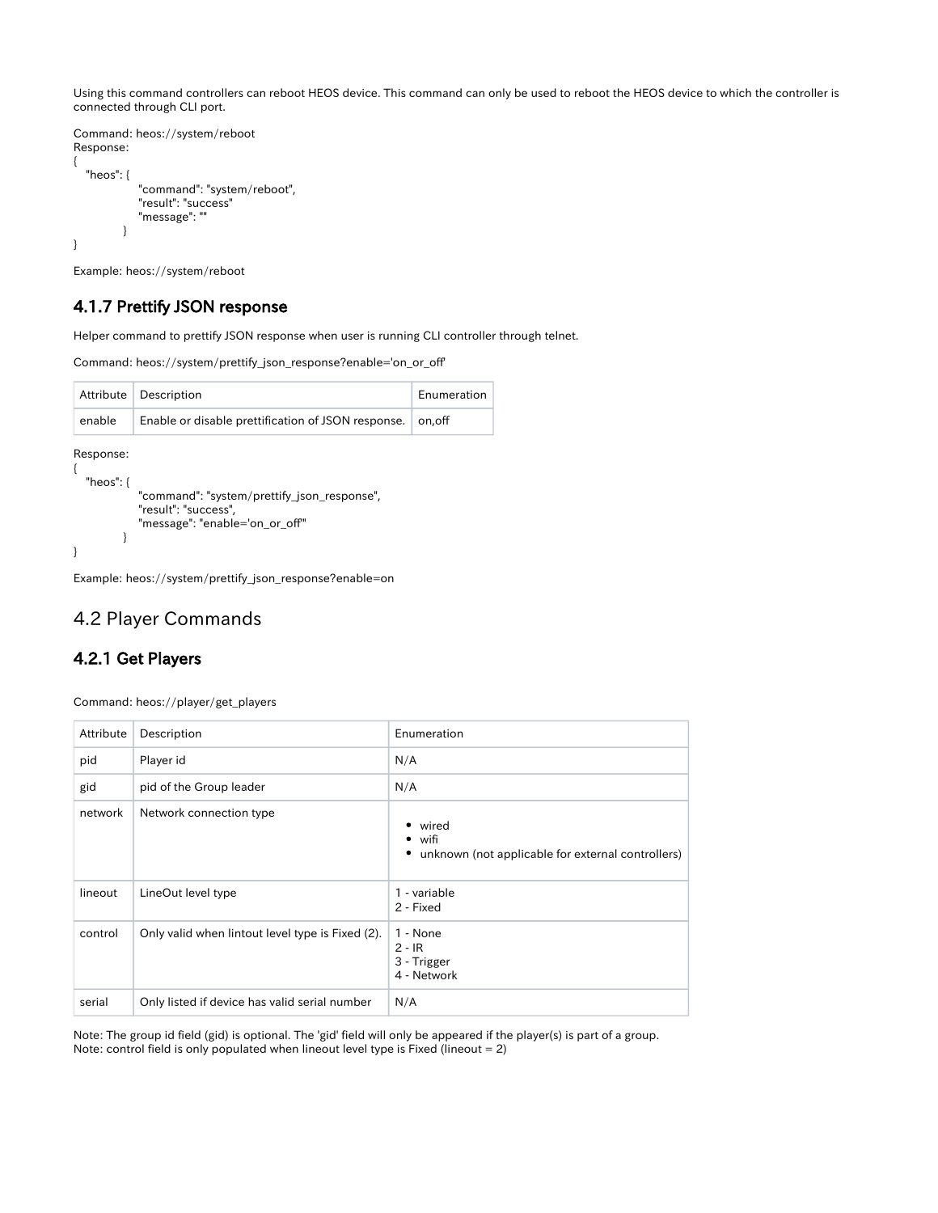Using this command controllers can reboot HEOS device. This command can only be used to reboot the HEOS device to which the controller is connected through CLI port.

Command: heos://system/reboot
Response:

```
{
   "heos": {
               "command": "system/reboot",
               "result": "success"
               "message": ""
           }
}
```

Example: heos://system/reboot

### 4.1.7 Prettify JSON response

Helper command to prettify JSON response when user is running CLI controller through telnet.

Command: heos://system/prettify_json_response?enable='on_or_off'

| Attribute | Description | Enumeration |
| --- | --- | --- |
| enable | Enable or disable prettification of JSON response. | on,off |

Response:

```
{
   "heos": {
               "command": "system/prettify_json_response",
               "result": "success",
               "message": "enable='on_or_off'"
           }
}
```

Example: heos://system/prettify_json_response?enable=on

## 4.2 Player Commands

### 4.2.1 Get Players

Command: heos://player/get_players

| Attribute | Description | Enumeration |
| --- | --- | --- |
| pid | Player id | N/A |
| gid | pid of the Group leader | N/A |
| network | Network connection type | • wired<br>• wifi<br>• unknown (not applicable for external controllers) |
| lineout | LineOut level type | 1 - variable<br>2 - Fixed |
| control | Only valid when lintout level type is Fixed (2). | 1 - None<br>2 - IR<br>3 - Trigger<br>4 - Network |
| serial | Only listed if device has valid serial number | N/A |

Note: The group id field (gid) is optional. The 'gid' field will only be appeared if the player(s) is part of a group.
Note: control field is only populated when lineout level type is Fixed (lineout = 2)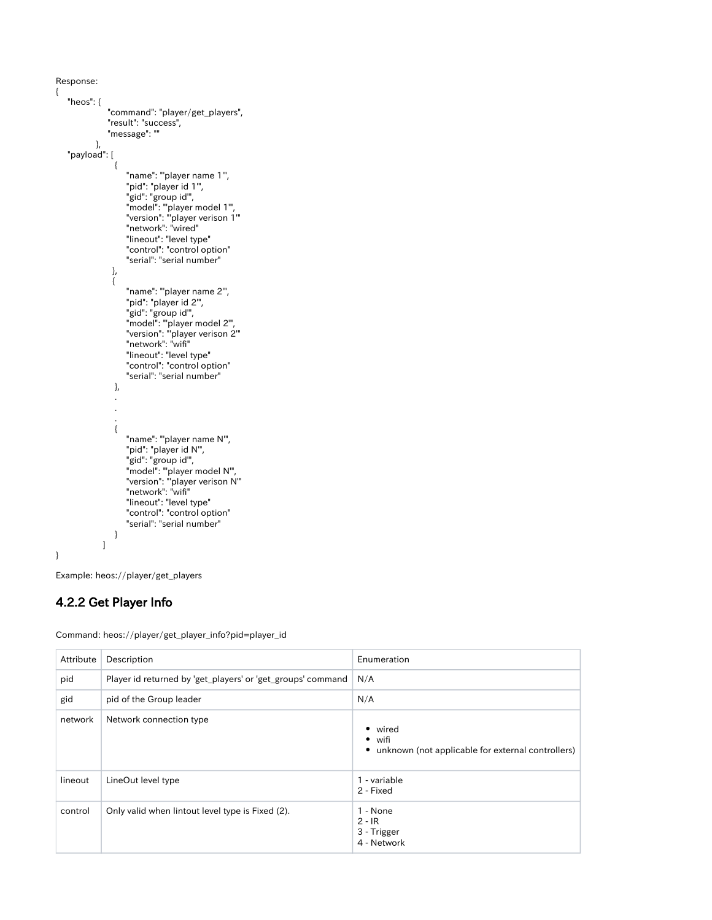Response:

```
{
    "heos": {
                 "command": "player/get_players",
                 "result": "success",
                 "message": ""
              },
    "payload": [
                    {
                        "name": "'player name 1'",
                        "pid": "player id 1'",
                        "gid": "group id'",
                        "model": "'player model 1'",
                        "version": "'player verison 1'"
                        "network": "wired"
                        "lineout": "level type"
                        "control": "control option"
                        "serial": "serial number"
                   },
                   {
                        "name": "'player name 2'",
                        "pid": "player id 2'",
                        "gid": "group id'",
                        "model": "'player model 2'",
                        "version": "'player verison 2'"
                        "network": "wifi"
                        "lineout": "level type"
                        "control": "control option"
                        "serial": "serial number"
                    },
                    .
                    .
                    .
                    {
                        "name": "'player name N'",
                        "pid": "player id N'",
                        "gid": "group id'",
                        "model": "'player model N'",
                        "version": "'player verison N'"
                        "network": "wifi"
                        "lineout": "level type"
                        "control": "control option"
                        "serial": "serial number"
                    }
                ]
}
```

Example: heos://player/get_players

### 4.2.2 Get Player Info

Command: heos://player/get_player_info?pid=player_id

| Attribute | Description | Enumeration |
| --- | --- | --- |
| pid | Player id returned by 'get_players' or 'get_groups' command | N/A |
| gid | pid of the Group leader | N/A |
| network | Network connection type | • wired<br>• wifi<br>• unknown (not applicable for external controllers) |
| lineout | LineOut level type | 1 - variable<br>2 - Fixed |
| control | Only valid when lintout level type is Fixed (2). | 1 - None<br>2 - IR<br>3 - Trigger<br>4 - Network |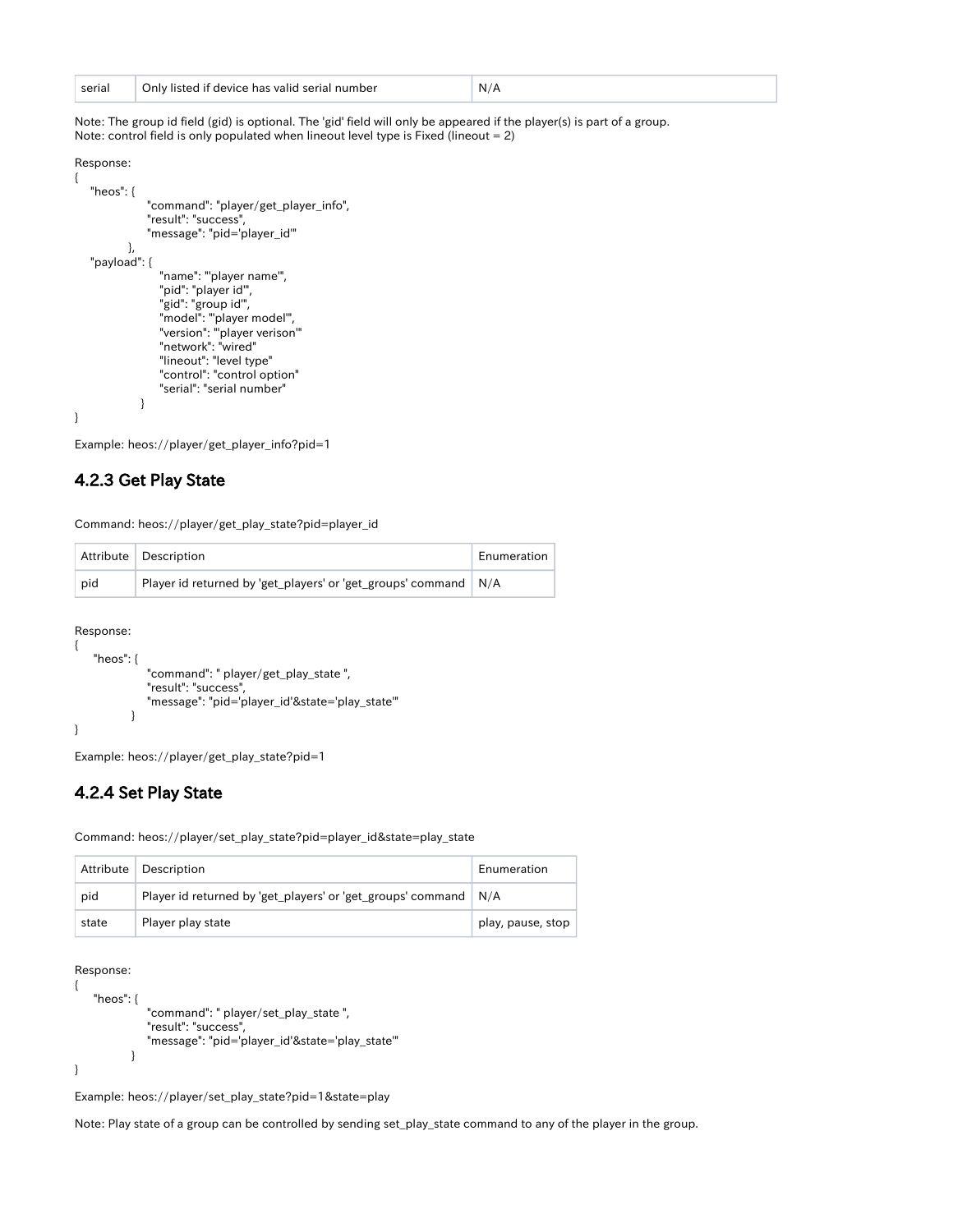| serial | Only listed if device has valid serial number | N/A |
|---|---|---|

Note: The group id field (gid) is optional. The 'gid' field will only be appeared if the player(s) is part of a group.
Note: control field is only populated when lineout level type is Fixed (lineout = 2)

Response:

```
{
    "heos": {
                "command": "player/get_player_info",
                "result": "success",
                "message": "pid='player_id'"
            },
    "payload": {
                "name": "'player name'",
                "pid": "player id'",
                "gid": "group id'",
                "model": "'player model'",
                "version": "'player verison'"
                "network": "wired"
                "lineout": "level type"
                "control": "control option"
                "serial": "serial number"
            }
}
```

Example: heos://player/get_player_info?pid=1

## 4.2.3 Get Play State

Command: heos://player/get_play_state?pid=player_id

| Attribute | Description | Enumeration |
|---|---|---|
| pid | Player id returned by 'get_players' or 'get_groups' command | N/A |

Response:

```
{
    "heos": {
                "command": " player/get_play_state ",
                "result": "success",
                "message": "pid='player_id'&state='play_state'"
            }
}
```

Example: heos://player/get_play_state?pid=1

## 4.2.4 Set Play State

Command: heos://player/set_play_state?pid=player_id&state=play_state

| Attribute | Description | Enumeration |
|---|---|---|
| pid | Player id returned by 'get_players' or 'get_groups' command | N/A |
| state | Player play state | play, pause, stop |

Response:

```
{
    "heos": {
                "command": " player/set_play_state ",
                "result": "success",
                "message": "pid='player_id'&state='play_state'"
            }
}
```

Example: heos://player/set_play_state?pid=1&state=play

Note: Play state of a group can be controlled by sending set_play_state command to any of the player in the group.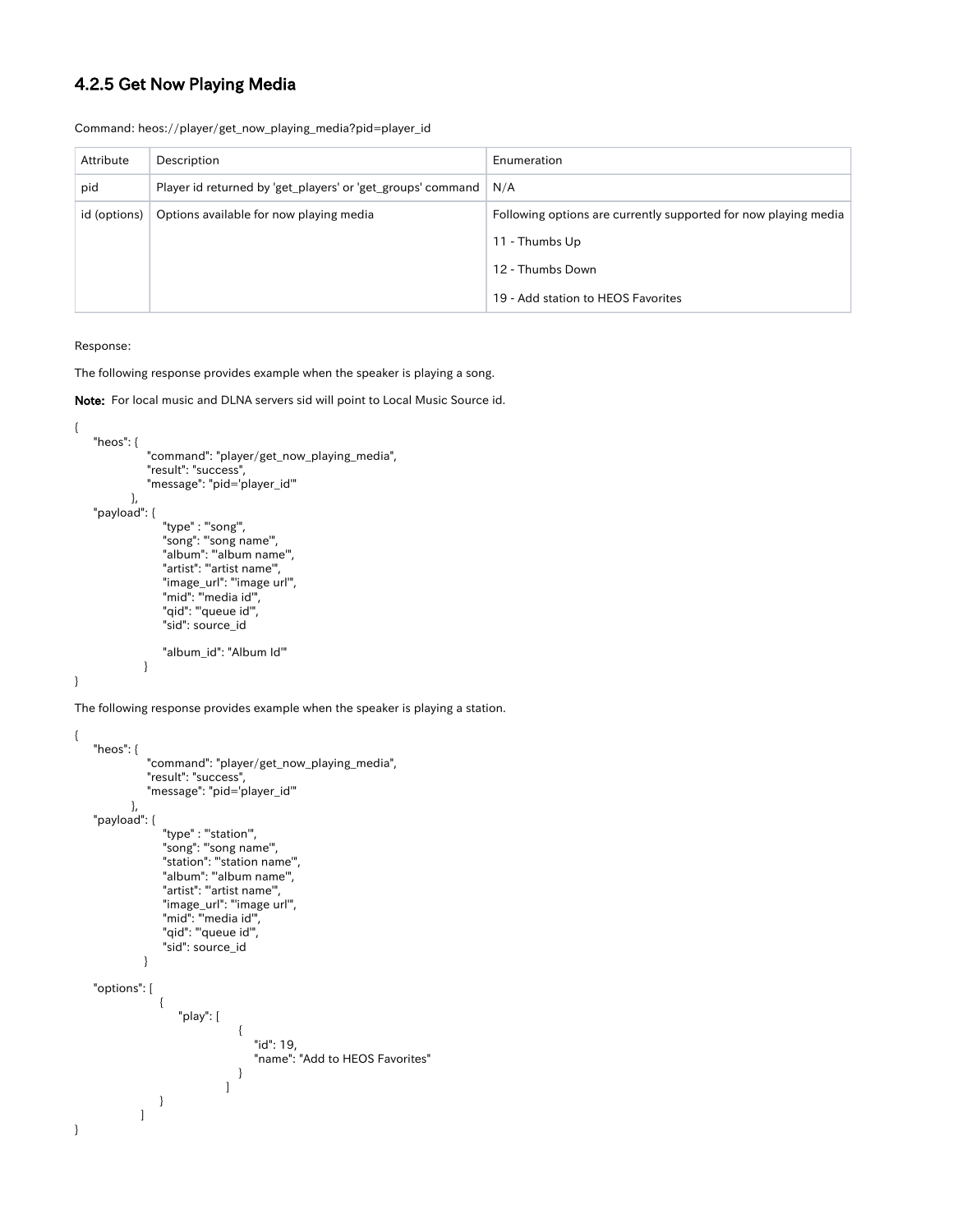### 4.2.5 Get Now Playing Media

Command: heos://player/get_now_playing_media?pid=player_id

| Attribute | Description | Enumeration |
| --- | --- | --- |
| pid | Player id returned by 'get_players' or 'get_groups' command | N/A |
| id (options) | Options available for now playing media | Following options are currently supported for now playing media<br><br>11 - Thumbs Up<br><br>12 - Thumbs Down<br><br>19 - Add station to HEOS Favorites |

Response:

The following response provides example when the speaker is playing a song.

**Note:** For local music and DLNA servers sid will point to Local Music Source id.

```
{
    "heos": {
                "command": "player/get_now_playing_media",
                "result": "success",
                "message": "pid='player_id'"
            },
    "payload": {
                    "type" : "'song'",
                    "song": "'song name'",
                    "album": "'album name'",
                    "artist": "'artist name'",
                    "image_url": "'image url'",
                    "mid": "'media id'",
                    "qid": "'queue id'",
                    "sid": source_id

                    "album_id": "Album Id'"
                }
}
```

The following response provides example when the speaker is playing a station.

```
{
    "heos": {
                "command": "player/get_now_playing_media",
                "result": "success",
                "message": "pid='player_id'"
            },
    "payload": {
                    "type" : "'station'",
                    "song": "'song name'",
                    "station": "'station name'",
                    "album": "'album name'",
                    "artist": "'artist name'",
                    "image_url": "'image url'",
                    "mid": "'media id'",
                    "qid": "'queue id'",
                    "sid": source_id
                }

    "options": [
                  {
                      "play": [
                                {
                                    "id": 19,
                                    "name": "Add to HEOS Favorites"
                                }
                              ]
                  }
               ]
}
```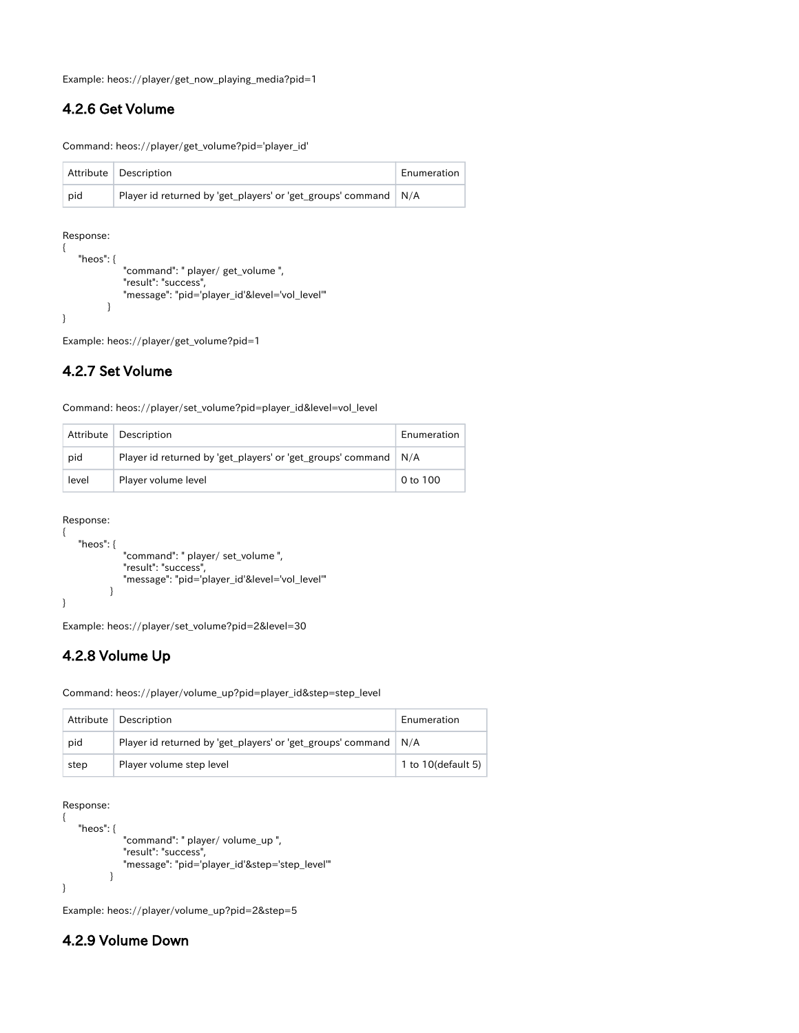Example: heos://player/get_now_playing_media?pid=1

### 4.2.6 Get Volume

Command: heos://player/get_volume?pid='player_id'

| Attribute | Description | Enumeration |
| --- | --- | --- |
| pid | Player id returned by 'get_players' or 'get_groups' command | N/A |

Response:

```
{
    "heos": {
                "command": " player/ get_volume ",
                "result": "success",
                "message": "pid='player_id'&level='vol_level'"
            }
}
```

Example: heos://player/get_volume?pid=1

### 4.2.7 Set Volume

Command: heos://player/set_volume?pid=player_id&level=vol_level

| Attribute | Description | Enumeration |
| --- | --- | --- |
| pid | Player id returned by 'get_players' or 'get_groups' command | N/A |
| level | Player volume level | 0 to 100 |

Response:

```
{
    "heos": {
                "command": " player/ set_volume ",
                "result": "success",
                "message": "pid='player_id'&level='vol_level'"
            }
}
```

Example: heos://player/set_volume?pid=2&level=30

### 4.2.8 Volume Up

Command: heos://player/volume_up?pid=player_id&step=step_level

| Attribute | Description | Enumeration |
| --- | --- | --- |
| pid | Player id returned by 'get_players' or 'get_groups' command | N/A |
| step | Player volume step level | 1 to 10(default 5) |

Response:

```
{
    "heos": {
                "command": " player/ volume_up ",
                "result": "success",
                "message": "pid='player_id'&step='step_level'"
            }
}
```

Example: heos://player/volume_up?pid=2&step=5

### 4.2.9 Volume Down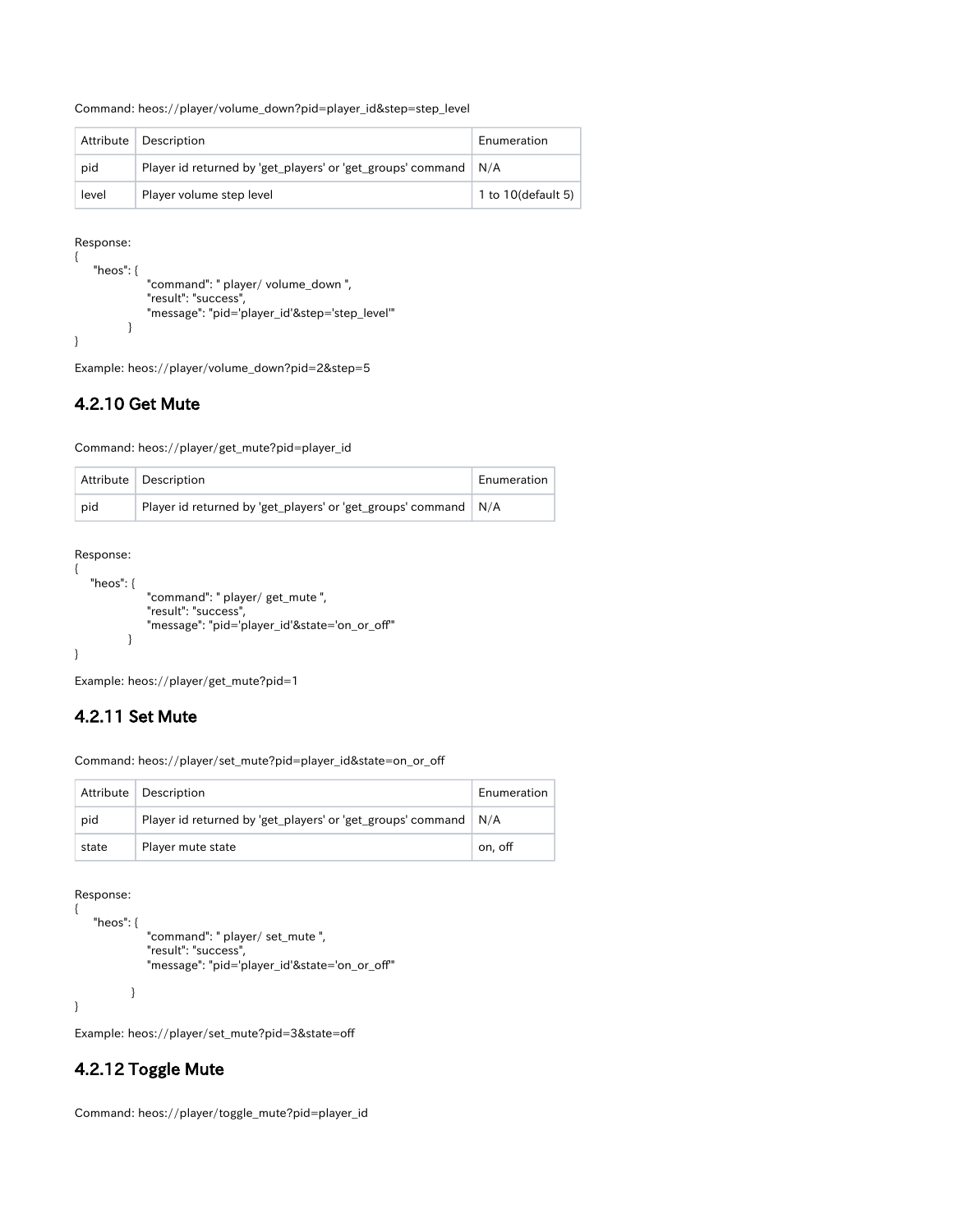Command: heos://player/volume_down?pid=player_id&step=step_level

| Attribute | Description | Enumeration |
| --- | --- | --- |
| pid | Player id returned by 'get_players' or 'get_groups' command | N/A |
| level | Player volume step level | 1 to 10(default 5) |

Response:

```
{
    "heos": {
                "command": " player/ volume_down ",
                "result": "success",
                "message": "pid='player_id'&step='step_level'"
            }
}
```

Example: heos://player/volume_down?pid=2&step=5

### 4.2.10 Get Mute

Command: heos://player/get_mute?pid=player_id

| Attribute | Description | Enumeration |
| --- | --- | --- |
| pid | Player id returned by 'get_players' or 'get_groups' command | N/A |

Response:

```
{
   "heos": {
                "command": " player/ get_mute ",
                "result": "success",
                "message": "pid='player_id'&state='on_or_off'"
            }
}
```

Example: heos://player/get_mute?pid=1

### 4.2.11 Set Mute

Command: heos://player/set_mute?pid=player_id&state=on_or_off

| Attribute | Description | Enumeration |
| --- | --- | --- |
| pid | Player id returned by 'get_players' or 'get_groups' command | N/A |
| state | Player mute state | on, off |

Response:

```
{
    "heos": {
                "command": " player/ set_mute ",
                "result": "success",
                "message": "pid='player_id'&state='on_or_off'"

             }
}
```

Example: heos://player/set_mute?pid=3&state=off

### 4.2.12 Toggle Mute

Command: heos://player/toggle_mute?pid=player_id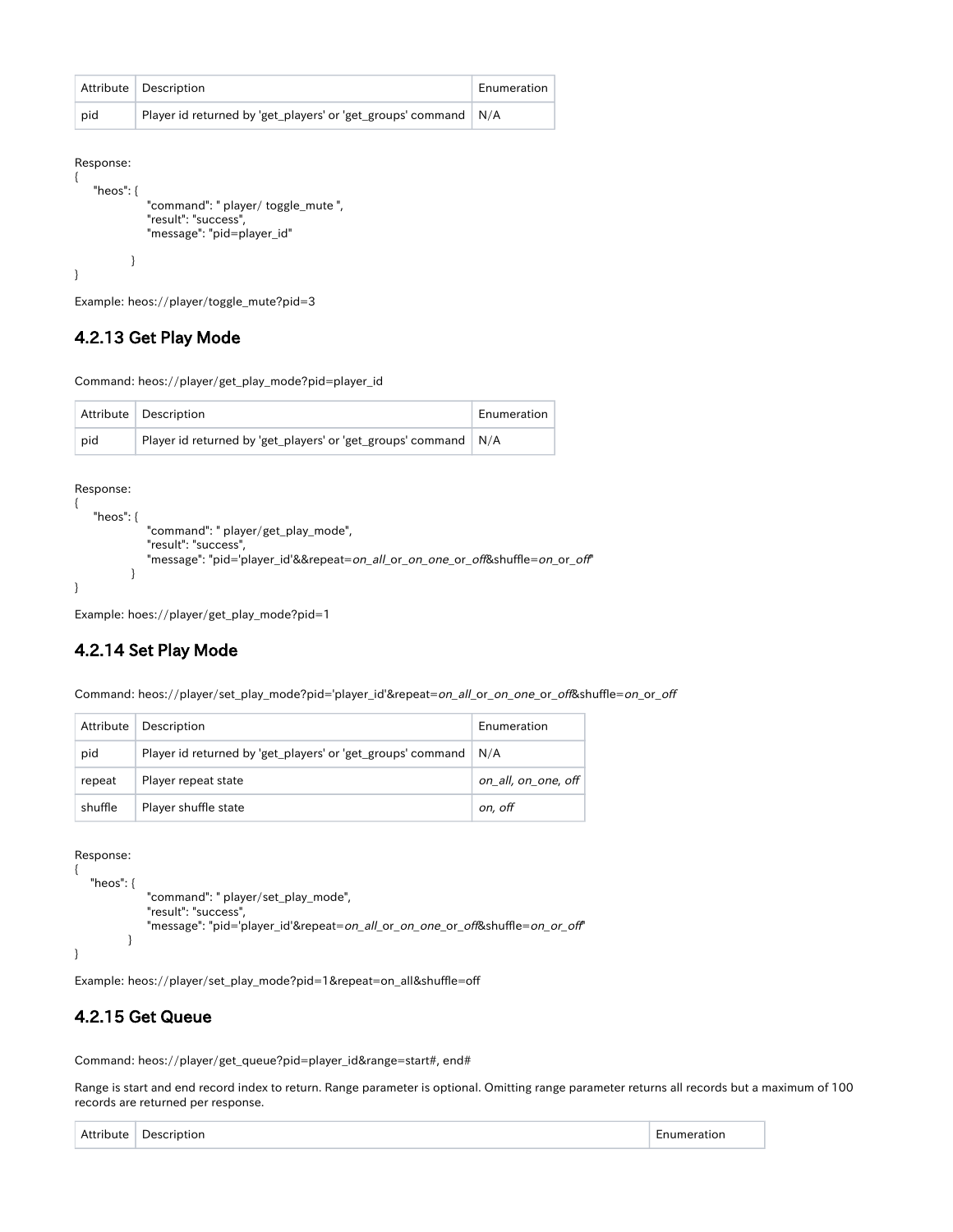| Attribute | Description | Enumeration |
| --- | --- | --- |
| pid | Player id returned by 'get_players' or 'get_groups' command | N/A |

Response:

```
{
    "heos": {
                "command": " player/ toggle_mute ",
                "result": "success",
                "message": "pid=player_id"

            }
}
```

Example: heos://player/toggle_mute?pid=3

### 4.2.13 Get Play Mode

Command: heos://player/get_play_mode?pid=player_id

| Attribute | Description | Enumeration |
| --- | --- | --- |
| pid | Player id returned by 'get_players' or 'get_groups' command | N/A |

Response:

```
{
    "heos": {
                "command": " player/get_play_mode",
                "result": "success",
                "message": "pid='player_id'&&repeat=on_all_or_on_one_or_off&shuffle=on_or_off"
            }
}
```

Example: hoes://player/get_play_mode?pid=1

### 4.2.14 Set Play Mode

Command: heos://player/set_play_mode?pid='player_id'&repeat=*on_all*_or_*on_one*_or_*off*&shuffle=*on*_or_*off*

| Attribute | Description | Enumeration |
| --- | --- | --- |
| pid | Player id returned by 'get_players' or 'get_groups' command | N/A |
| repeat | Player repeat state | *on_all, on_one, off* |
| shuffle | Player shuffle state | *on, off* |

Response:

```
{
    "heos": {
                "command": " player/set_play_mode",
                "result": "success",
                "message": "pid='player_id'&repeat=on_all_or_on_one_or_off&shuffle=on_or_off"
            }
}
```

Example: heos://player/set_play_mode?pid=1&repeat=on_all&shuffle=off

### 4.2.15 Get Queue

Command: heos://player/get_queue?pid=player_id&range=start#, end#

Range is start and end record index to return. Range parameter is optional. Omitting range parameter returns all records but a maximum of 100 records are returned per response.

| Attribute | Description | Enumeration |
| --- | --- | --- |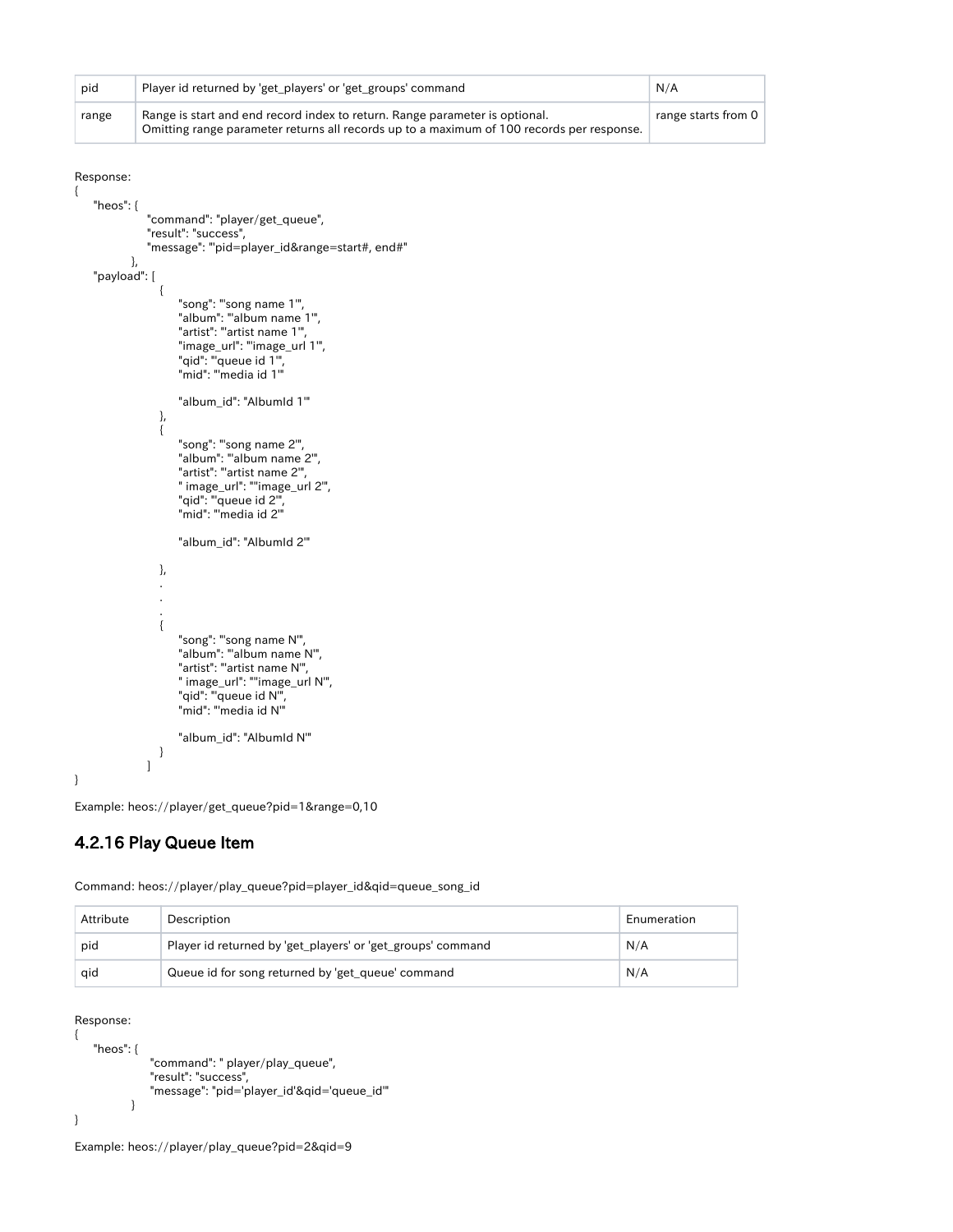| pid | Player id returned by 'get_players' or 'get_groups' command | N/A |
|---|---|---|
| range | Range is start and end record index to return. Range parameter is optional.<br>Omitting range parameter returns all records up to a maximum of 100 records per response. | range starts from 0 |

Response:

```
{
    "heos": {
                "command": "player/get_queue",
                "result": "success",
                "message": "'pid=player_id&range=start#, end#"
            },
    "payload": [
                  {
                      "song": "'song name 1'",
                      "album": "'album name 1'",
                      "artist": "'artist name 1'",
                      "image_url": "'image_url 1'",
                      "qid": "'queue id 1'",
                      "mid": "'media id 1'"

                      "album_id": "AlbumId 1'"
                  },
                  {
                      "song": "'song name 2'",
                      "album": "'album name 2'",
                      "artist": "'artist name 2'",
                      " image_url": "'image_url 2'",
                      "qid": "'queue id 2'",
                      "mid": "'media id 2'"

                      "album_id": "AlbumId 2'"

                  },
                  .
                  .
                  .
                  {
                      "song": "'song name N'",
                      "album": "'album name N'",
                      "artist": "'artist name N'",
                      " image_url": "'image_url N'",
                      "qid": "'queue id N'",
                      "mid": "'media id N'"

                      "album_id": "AlbumId N'"
                  }
                ]
}
```

Example: heos://player/get_queue?pid=1&range=0,10

### 4.2.16 Play Queue Item

Command: heos://player/play_queue?pid=player_id&qid=queue_song_id

| Attribute | Description | Enumeration |
|---|---|---|
| pid | Player id returned by 'get_players' or 'get_groups' command | N/A |
| qid | Queue id for song returned by 'get_queue' command | N/A |

Response:

```
{
    "heos": {
                "command": " player/play_queue",
                "result": "success",
                "message": "pid='player_id'&qid='queue_id'"
            }
}
```

Example: heos://player/play_queue?pid=2&qid=9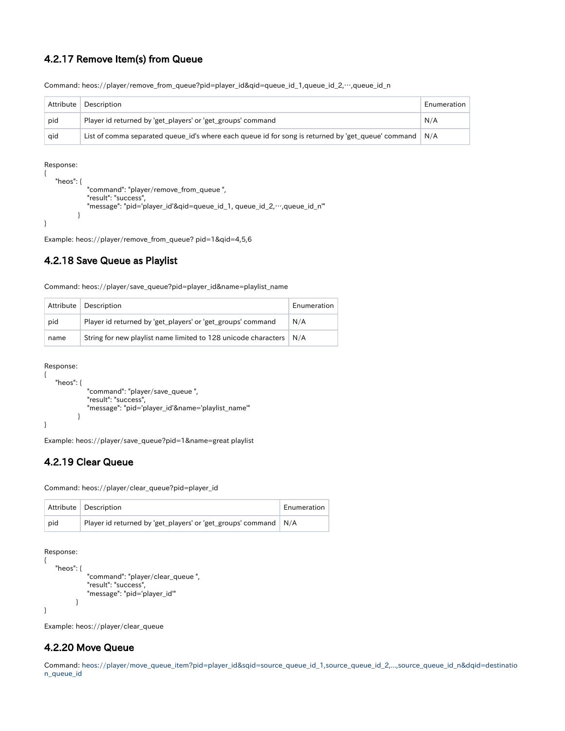### 4.2.17 Remove Item(s) from Queue

Command: heos://player/remove_from_queue?pid=player_id&qid=queue_id_1,queue_id_2,…,queue_id_n

| Attribute | Description | Enumeration |
| --- | --- | --- |
| pid | Player id returned by 'get_players' or 'get_groups' command | N/A |
| qid | List of comma separated queue_id's where each queue id for song is returned by 'get_queue' command | N/A |

Response:
```
{
    "heos": {
                "command": "player/remove_from_queue ",
                "result": "success",
                "message": "pid='player_id'&qid=queue_id_1, queue_id_2,…,queue_id_n'"
            }
}
```

Example: heos://player/remove_from_queue? pid=1&qid=4,5,6

### 4.2.18 Save Queue as Playlist

Command: heos://player/save_queue?pid=player_id&name=playlist_name

| Attribute | Description | Enumeration |
| --- | --- | --- |
| pid | Player id returned by 'get_players' or 'get_groups' command | N/A |
| name | String for new playlist name limited to 128 unicode characters | N/A |

Response:
```
{
    "heos": {
                "command": "player/save_queue ",
                "result": "success",
                "message": "pid='player_id'&name='playlist_name'"
            }
}
```

Example: heos://player/save_queue?pid=1&name=great playlist

### 4.2.19 Clear Queue

Command: heos://player/clear_queue?pid=player_id

| Attribute | Description | Enumeration |
| --- | --- | --- |
| pid | Player id returned by 'get_players' or 'get_groups' command | N/A |

Response:
```
{
    "heos": {
                "command": "player/clear_queue ",
                "result": "success",
                "message": "pid='player_id'"
            }
}
```

Example: heos://player/clear_queue

### 4.2.20 Move Queue

Command: heos://player/move_queue_item?pid=player_id&sqid=source_queue_id_1,source_queue_id_2,...,source_queue_id_n&dqid=destination_queue_id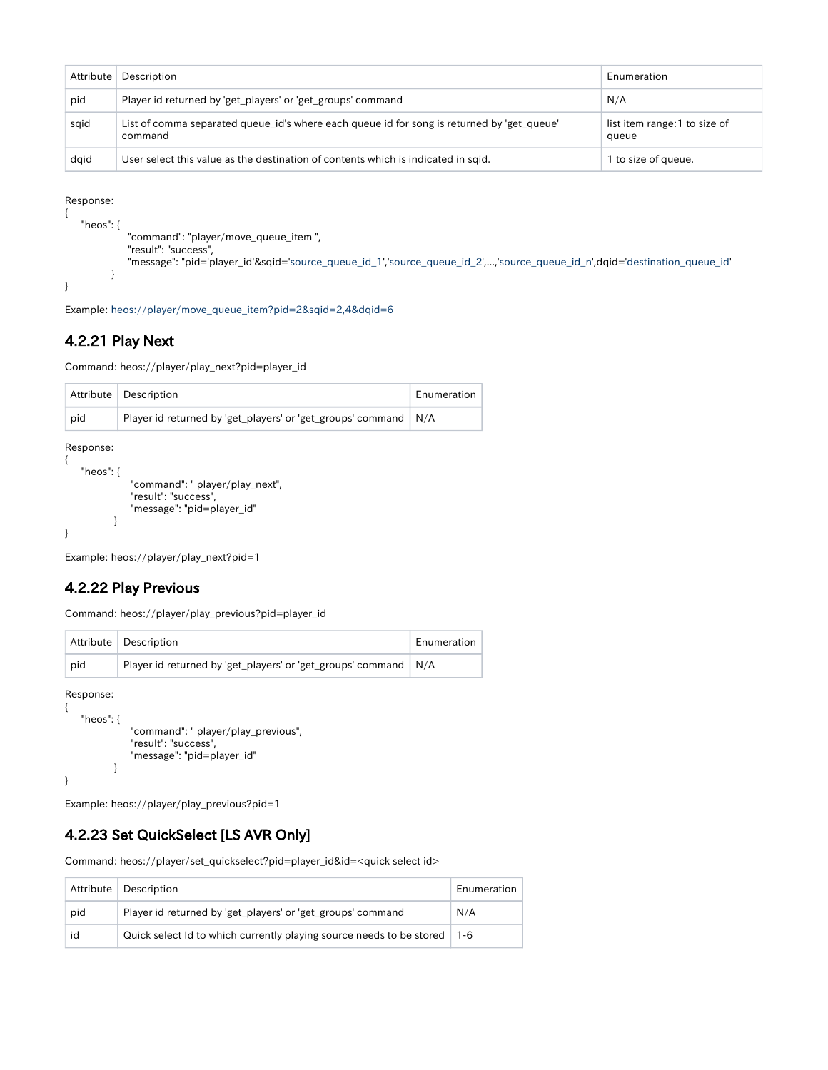| Attribute | Description | Enumeration |
| --- | --- | --- |
| pid | Player id returned by 'get_players' or 'get_groups' command | N/A |
| sqid | List of comma separated queue_id's where each queue id for song is returned by 'get_queue' command | list item range:1 to size of queue |
| dqid | User select this value as the destination of contents which is indicated in sqid. | 1 to size of queue. |

Response:

```
{
    "heos": {
                "command": "player/move_queue_item ",
                "result": "success",
                "message": "pid='player_id'&sqid='source_queue_id_1','source_queue_id_2',...,'source_queue_id_n',dqid='destination_queue_id'
            }
}
```

Example: heos://player/move_queue_item?pid=2&sqid=2,4&dqid=6

## 4.2.21 Play Next

Command: heos://player/play_next?pid=player_id

| Attribute | Description | Enumeration |
| --- | --- | --- |
| pid | Player id returned by 'get_players' or 'get_groups' command | N/A |

Response:

```
{
    "heos": {
                "command": " player/play_next",
                "result": "success",
                "message": "pid=player_id"
            }
}
```

Example: heos://player/play_next?pid=1

## 4.2.22 Play Previous

Command: heos://player/play_previous?pid=player_id

| Attribute | Description | Enumeration |
| --- | --- | --- |
| pid | Player id returned by 'get_players' or 'get_groups' command | N/A |

Response:

```
{
    "heos": {
                "command": " player/play_previous",
                "result": "success",
                "message": "pid=player_id"
            }
}
```

Example: heos://player/play_previous?pid=1

## 4.2.23 Set QuickSelect [LS AVR Only]

Command: heos://player/set_quickselect?pid=player_id&id=<quick select id>

| Attribute | Description | Enumeration |
| --- | --- | --- |
| pid | Player id returned by 'get_players' or 'get_groups' command | N/A |
| id | Quick select Id to which currently playing source needs to be stored | 1-6 |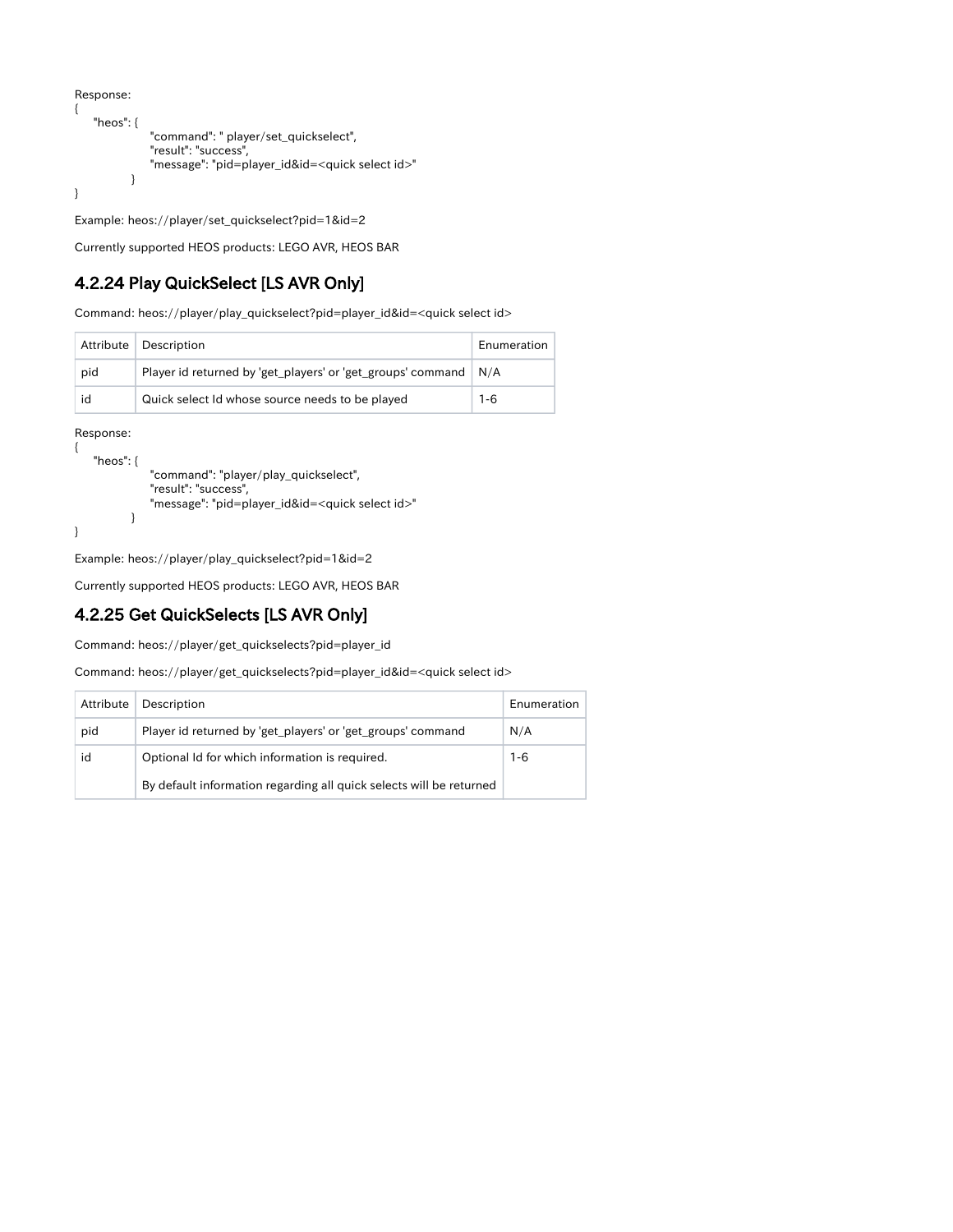Response:

```
{
    "heos": {
                "command": " player/set_quickselect",
                "result": "success",
                "message": "pid=player_id&id=<quick select id>"
            }
}
```

Example: heos://player/set_quickselect?pid=1&id=2

Currently supported HEOS products: LEGO AVR, HEOS BAR

### 4.2.24 Play QuickSelect [LS AVR Only]

Command: heos://player/play_quickselect?pid=player_id&id=<quick select id>

| Attribute | Description | Enumeration |
| --- | --- | --- |
| pid | Player id returned by 'get_players' or 'get_groups' command | N/A |
| id | Quick select Id whose source needs to be played | 1-6 |

Response:

```
{
    "heos": {
                "command": "player/play_quickselect",
                "result": "success",
                "message": "pid=player_id&id=<quick select id>"
            }
}
```

Example: heos://player/play_quickselect?pid=1&id=2

Currently supported HEOS products: LEGO AVR, HEOS BAR

### 4.2.25 Get QuickSelects [LS AVR Only]

Command: heos://player/get_quickselects?pid=player_id

Command: heos://player/get_quickselects?pid=player_id&id=<quick select id>

| Attribute | Description | Enumeration |
| --- | --- | --- |
| pid | Player id returned by 'get_players' or 'get_groups' command | N/A |
| id | Optional Id for which information is required.<br><br>By default information regarding all quick selects will be returned | 1-6 |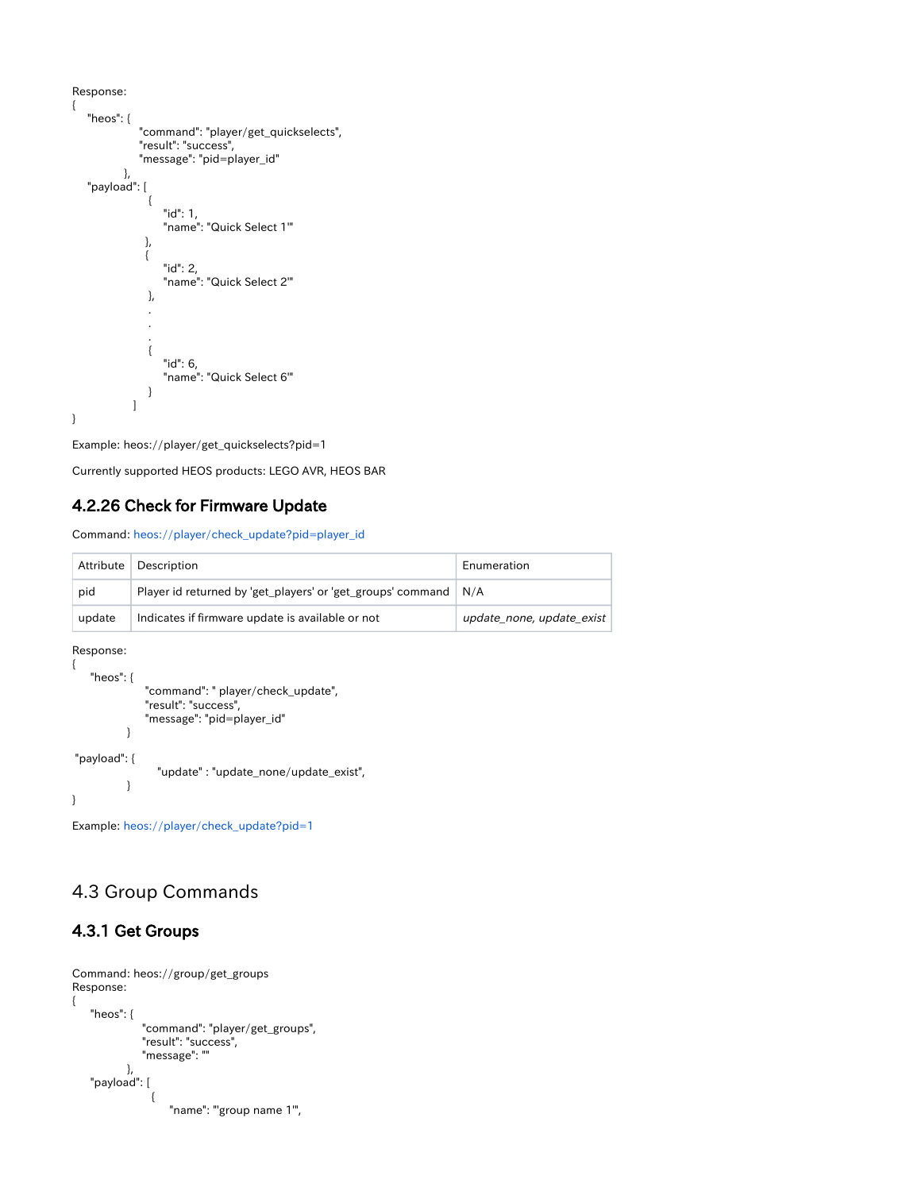Response:
```
{
    "heos": {
                "command": "player/get_quickselects",
                "result": "success",
                "message": "pid=player_id"
            },
    "payload": [
                  {
                     "id": 1,
                     "name": "Quick Select 1'"
                  },
                  {
                     "id": 2,
                     "name": "Quick Select 2'"
                  },
                  .
                  .
                  .
                  {
                     "id": 6,
                     "name": "Quick Select 6'"
                  }
                ]
}
```

Example: heos://player/get_quickselects?pid=1

Currently supported HEOS products: LEGO AVR, HEOS BAR

### 4.2.26 Check for Firmware Update

Command: heos://player/check_update?pid=player_id

| Attribute | Description | Enumeration |
| --- | --- | --- |
| pid | Player id returned by 'get_players' or 'get_groups' command | N/A |
| update | Indicates if firmware update is available or not | *update_none, update_exist* |

Response:
```
{
    "heos": {
                "command": " player/check_update",
                "result": "success",
                "message": "pid=player_id"
            }

 "payload": {
                "update" : "update_none/update_exist",
            }
}
```

Example: heos://player/check_update?pid=1

## 4.3 Group Commands

### 4.3.1 Get Groups

Command: heos://group/get_groups
Response:
```
{
    "heos": {
                "command": "player/get_groups",
                "result": "success",
                "message": ""
            },
    "payload": [
                  {
                     "name": "'group name 1'",
```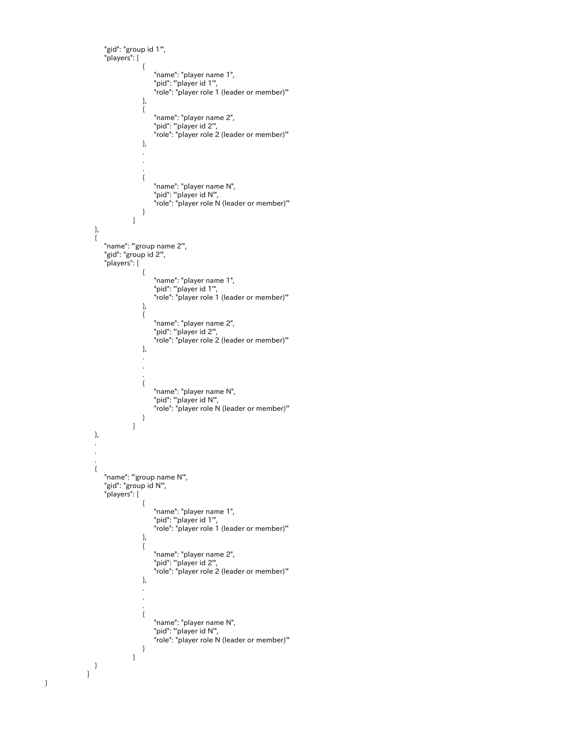```
            "gid": "group id 1'",
            "players": [
                        {
                            "name": "player name 1",
                            "pid": "'player id 1'",
                            "role": "player role 1 (leader or member)'"
                        },
                        {
                            "name": "player name 2",
                            "pid": "'player id 2'",
                            "role": "player role 2 (leader or member)'"
                        },
                        .
                        .
                        .
                        {
                            "name": "player name N",
                            "pid": "'player id N'",
                            "role": "player role N (leader or member)'"
                        }
                    ]
        },
        {
            "name": "'group name 2'",
            "gid": "group id 2'",
            "players": [
                        {
                            "name": "player name 1",
                            "pid": "'player id 1'",
                            "role": "player role 1 (leader or member)'"
                        },
                        {
                            "name": "player name 2",
                            "pid": "'player id 2'",
                            "role": "player role 2 (leader or member)'"
                        },
                        .
                        .
                        .
                        {
                            "name": "player name N",
                            "pid": "'player id N'",
                            "role": "player role N (leader or member)'"
                        }
                    ]
        },
        .
        .
        .
        {
            "name": "'group name N'",
            "gid": "group id N'",
            "players": [
                        {
                            "name": "player name 1",
                            "pid": "'player id 1'",
                            "role": "player role 1 (leader or member)'"
                        },
                        {
                            "name": "player name 2",
                            "pid": "'player id 2'",
                            "role": "player role 2 (leader or member)'"
                        },
                        .
                        .
                        .
                        {
                            "name": "player name N",
                            "pid": "'player id N'",
                            "role": "player role N (leader or member)'"
                        }
                    ]
        }
    ]
}
```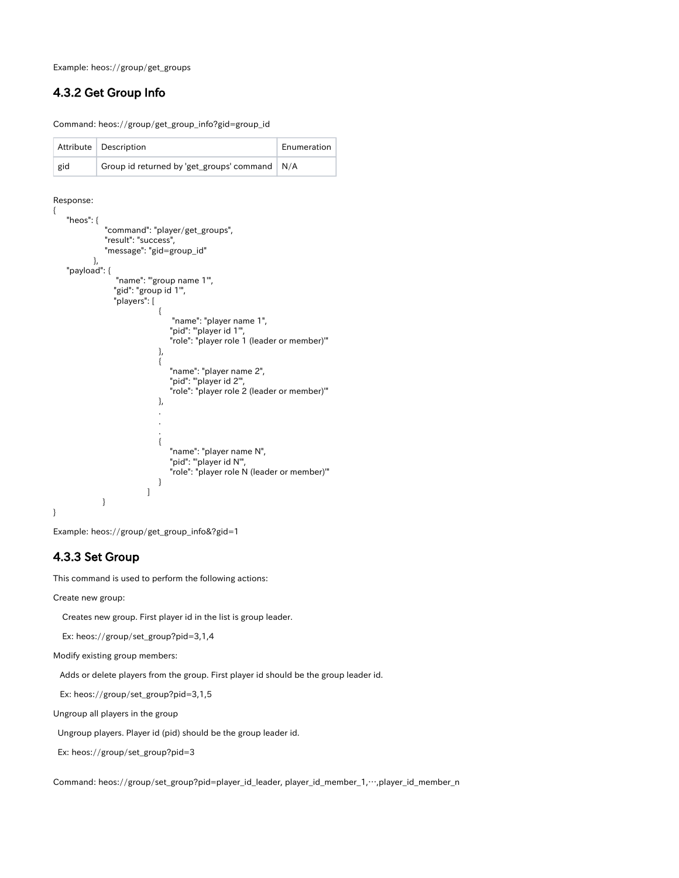Example: heos://group/get_groups

### 4.3.2 Get Group Info

Command: heos://group/get_group_info?gid=group_id

| Attribute | Description | Enumeration |
|---|---|---|
| gid | Group id returned by 'get_groups' command | N/A |

Response:

```
{
    "heos": {
                "command": "player/get_groups",
                "result": "success",
                "message": "gid=group_id"
            },
    "payload": {
                    "name": "'group name 1'",
                   "gid": "group id 1'",
                   "players": [
                                {
                                    "name": "player name 1",
                                   "pid": "'player id 1'",
                                   "role": "player role 1 (leader or member)'"
                                },
                                {
                                   "name": "player name 2",
                                   "pid": "'player id 2'",
                                   "role": "player role 2 (leader or member)'"
                                },
                                .
                                .
                                .
                                {
                                   "name": "player name N",
                                   "pid": "'player id N'",
                                   "role": "player role N (leader or member)'"
                                }
                              ]
                }
}
```

Example: heos://group/get_group_info&?gid=1

### 4.3.3 Set Group

This command is used to perform the following actions:

Create new group:

Creates new group. First player id in the list is group leader.

Ex: heos://group/set_group?pid=3,1,4

Modify existing group members:

Adds or delete players from the group. First player id should be the group leader id.

Ex: heos://group/set_group?pid=3,1,5

Ungroup all players in the group

Ungroup players. Player id (pid) should be the group leader id.

Ex: heos://group/set_group?pid=3

Command: heos://group/set_group?pid=player_id_leader, player_id_member_1,…,player_id_member_n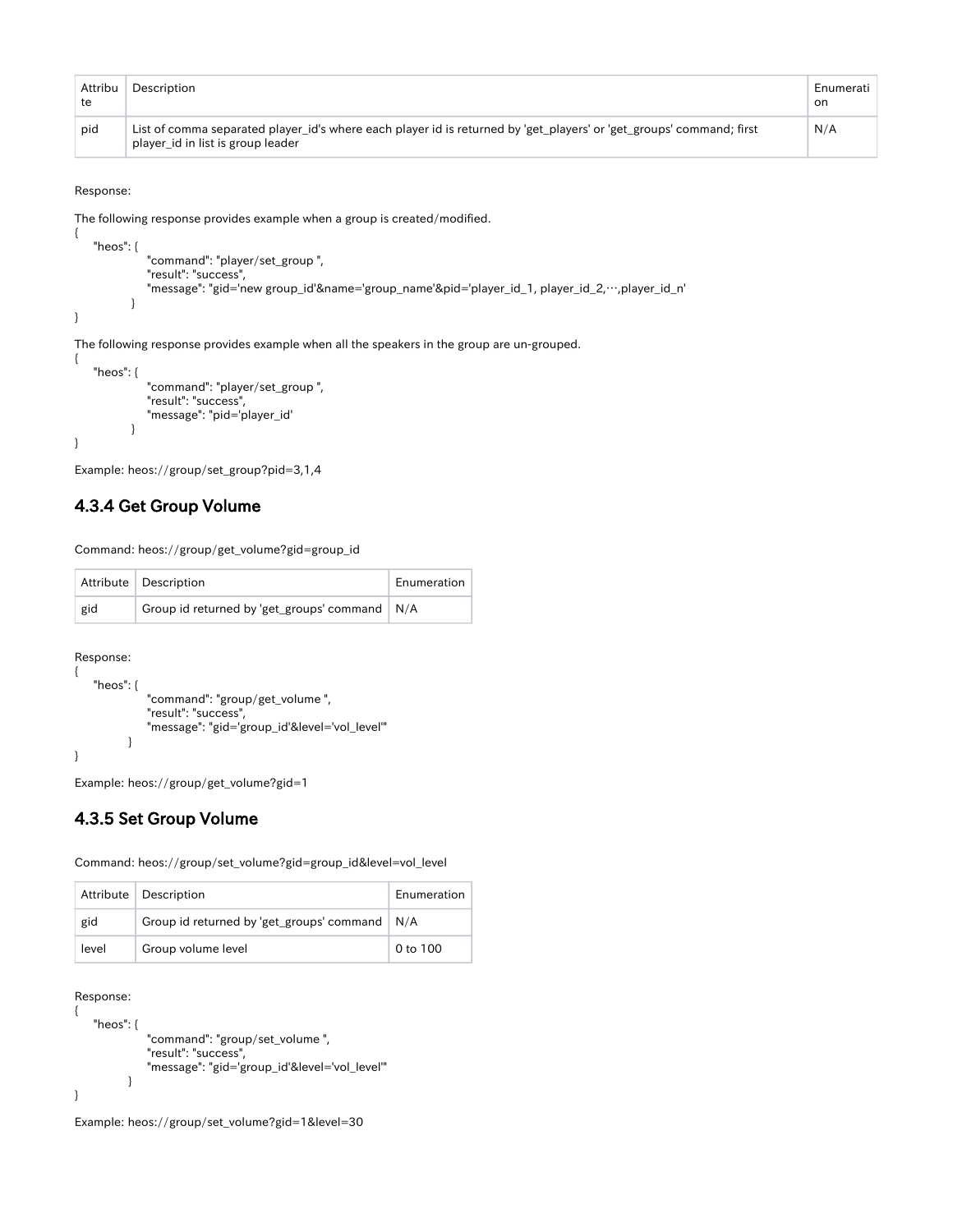| Attribute | Description | Enumeration |
| --- | --- | --- |
| pid | List of comma separated player_id's where each player id is returned by 'get_players' or 'get_groups' command; first player_id in list is group leader | N/A |

Response:

The following response provides example when a group is created/modified.

```
{
    "heos": {
                "command": "player/set_group ",
                "result": "success",
                "message": "gid='new group_id'&name='group_name'&pid='player_id_1, player_id_2,…,player_id_n'
            }
}
```

The following response provides example when all the speakers in the group are un-grouped.

```
{
    "heos": {
                "command": "player/set_group ",
                "result": "success",
                "message": "pid='player_id'
            }
}
```

Example: heos://group/set_group?pid=3,1,4

### 4.3.4 Get Group Volume

Command: heos://group/get_volume?gid=group_id

| Attribute | Description | Enumeration |
| --- | --- | --- |
| gid | Group id returned by 'get_groups' command | N/A |

Response:

```
{
    "heos": {
                "command": "group/get_volume ",
                "result": "success",
                "message": "gid='group_id'&level='vol_level'"
            }
}
```

Example: heos://group/get_volume?gid=1

### 4.3.5 Set Group Volume

Command: heos://group/set_volume?gid=group_id&level=vol_level

| Attribute | Description | Enumeration |
| --- | --- | --- |
| gid | Group id returned by 'get_groups' command | N/A |
| level | Group volume level | 0 to 100 |

Response:

```
{
    "heos": {
                "command": "group/set_volume ",
                "result": "success",
                "message": "gid='group_id'&level='vol_level'"
            }
}
```

Example: heos://group/set_volume?gid=1&level=30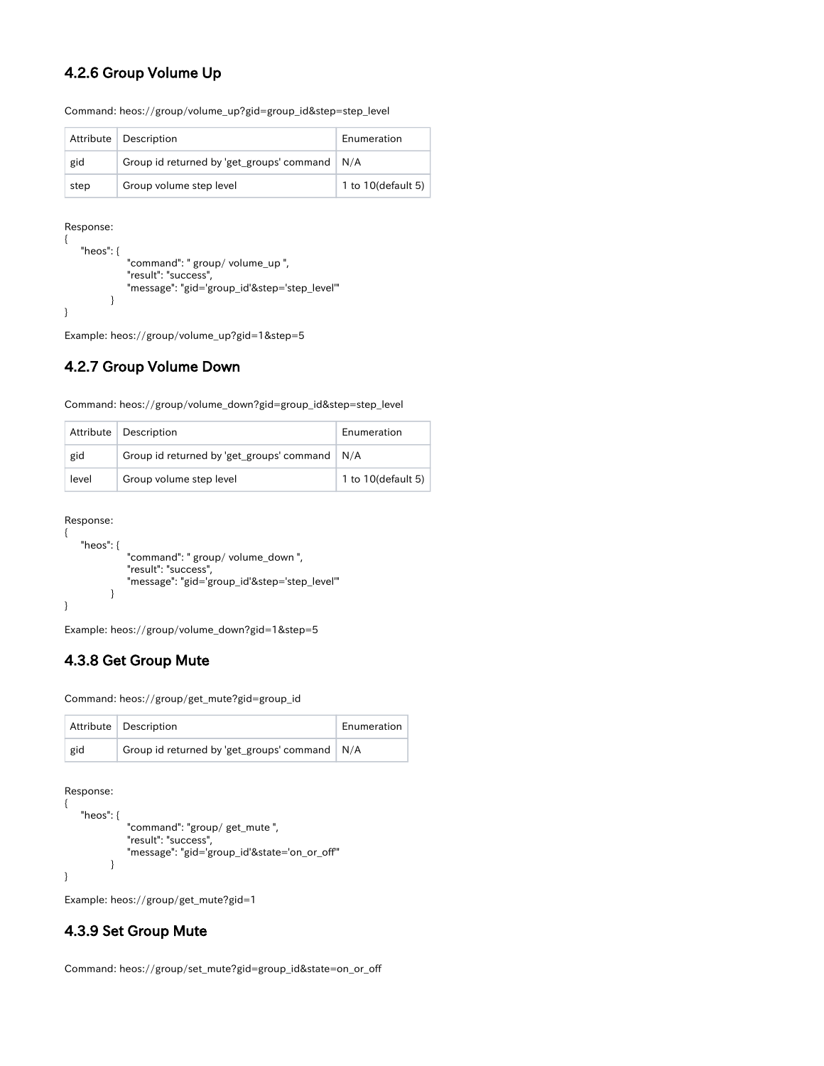### 4.2.6 Group Volume Up

Command: heos://group/volume_up?gid=group_id&step=step_level

| Attribute | Description | Enumeration |
| --- | --- | --- |
| gid | Group id returned by 'get_groups' command | N/A |
| step | Group volume step level | 1 to 10(default 5) |

Response:

```
{
    "heos": {
                "command": " group/ volume_up ",
                "result": "success",
                "message": "gid='group_id'&step='step_level'"
            }
}
```

Example: heos://group/volume_up?gid=1&step=5

### 4.2.7 Group Volume Down

Command: heos://group/volume_down?gid=group_id&step=step_level

| Attribute | Description | Enumeration |
| --- | --- | --- |
| gid | Group id returned by 'get_groups' command | N/A |
| level | Group volume step level | 1 to 10(default 5) |

Response:

```
{
    "heos": {
                "command": " group/ volume_down ",
                "result": "success",
                "message": "gid='group_id'&step='step_level'"
            }
}
```

Example: heos://group/volume_down?gid=1&step=5

### 4.3.8 Get Group Mute

Command: heos://group/get_mute?gid=group_id

| Attribute | Description | Enumeration |
| --- | --- | --- |
| gid | Group id returned by 'get_groups' command | N/A |

Response:

```
{
    "heos": {
                "command": "group/ get_mute ",
                "result": "success",
                "message": "gid='group_id'&state='on_or_off'"
            }
}
```

Example: heos://group/get_mute?gid=1

### 4.3.9 Set Group Mute

Command: heos://group/set_mute?gid=group_id&state=on_or_off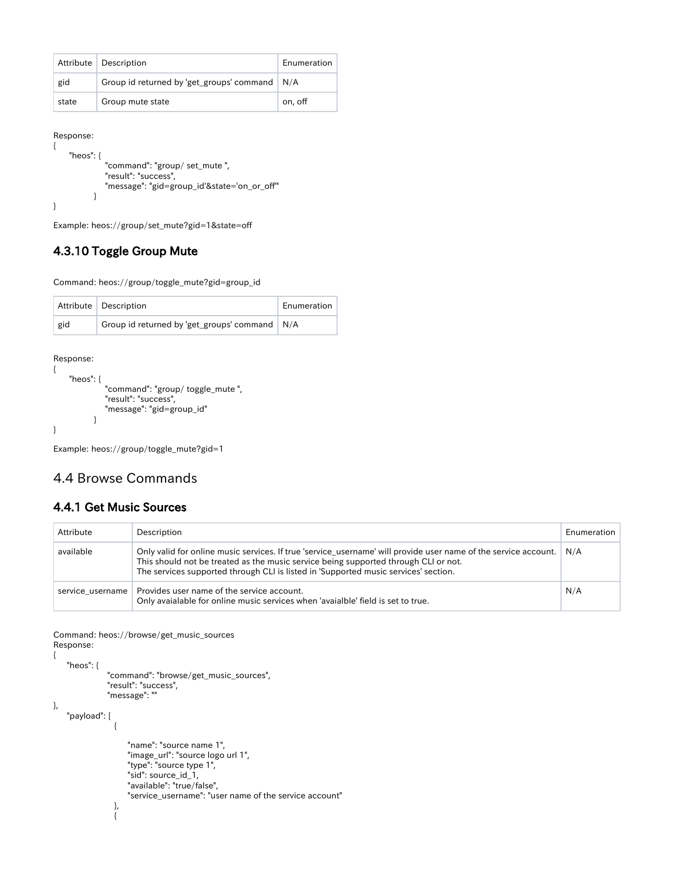| Attribute | Description | Enumeration |
| --- | --- | --- |
| gid | Group id returned by 'get_groups' command | N/A |
| state | Group mute state | on, off |

Response:

```
{
    "heos": {
                "command": "group/ set_mute ",
                "result": "success",
                "message": "gid=group_id'&state='on_or_off'"
            }
}
```

Example: heos://group/set_mute?gid=1&state=off

### 4.3.10 Toggle Group Mute

Command: heos://group/toggle_mute?gid=group_id

| Attribute | Description | Enumeration |
| --- | --- | --- |
| gid | Group id returned by 'get_groups' command | N/A |

Response:

```
{
    "heos": {
                "command": "group/ toggle_mute ",
                "result": "success",
                "message": "gid=group_id"
            }
}
```

Example: heos://group/toggle_mute?gid=1

## 4.4 Browse Commands

### 4.4.1 Get Music Sources

| Attribute | Description | Enumeration |
| --- | --- | --- |
| available | Only valid for online music services. If true 'service_username' will provide user name of the service account. This should not be treated as the music service being supported through CLI or not. The services supported through CLI is listed in 'Supported music services' section. | N/A |
| service_username | Provides user name of the service account. Only avaialable for online music services when 'avaialble' field is set to true. | N/A |

Command: heos://browse/get_music_sources

Response:

```
{
    "heos": {
                "command": "browse/get_music_sources",
                "result": "success",
                "message": ""
},
    "payload": [
                {

                    "name": "source name 1",
                    "image_url": "source logo url 1",
                    "type": "source type 1",
                    "sid": source_id_1,
                    "available": "true/false",
                    "service_username": "user name of the service account"
                },
                {
```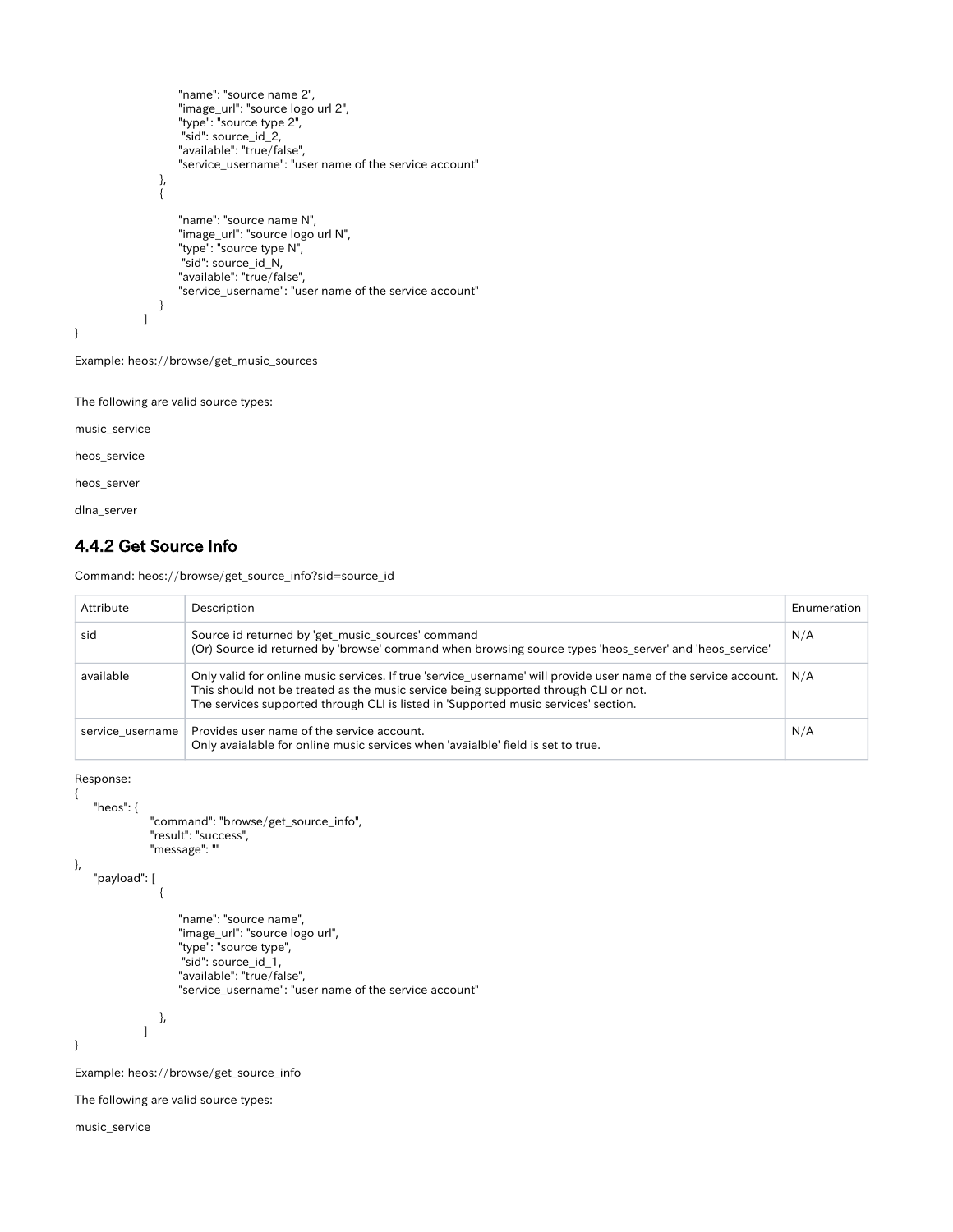```
                     "name": "source name 2",
                     "image_url": "source logo url 2",
                     "type": "source type 2",
                      "sid": source_id_2,
                     "available": "true/false",
                     "service_username": "user name of the service account"
                 },
                 {

                     "name": "source name N",
                     "image_url": "source logo url N",
                     "type": "source type N",
                      "sid": source_id_N,
                     "available": "true/false",
                     "service_username": "user name of the service account"
                 }
             ]
}
```

Example: heos://browse/get_music_sources

The following are valid source types:

music_service

heos_service

heos_server

dlna_server

### 4.4.2 Get Source Info

Command: heos://browse/get_source_info?sid=source_id

| Attribute | Description | Enumeration |
|---|---|---|
| sid | Source id returned by 'get_music_sources' command<br>(Or) Source id returned by 'browse' command when browsing source types 'heos_server' and 'heos_service' | N/A |
| available | Only valid for online music services. If true 'service_username' will provide user name of the service account.<br>This should not be treated as the music service being supported through CLI or not.<br>The services supported through CLI is listed in 'Supported music services' section. | N/A |
| service_username | Provides user name of the service account.<br>Only avaialable for online music services when 'avaialble' field is set to true. | N/A |

Response:

```
{
    "heos": {
               "command": "browse/get_source_info",
               "result": "success",
               "message": ""
},
    "payload": [
                 {

                     "name": "source name",
                     "image_url": "source logo url",
                     "type": "source type",
                      "sid": source_id_1,
                     "available": "true/false",
                     "service_username": "user name of the service account"

                 },
             ]
}
```

Example: heos://browse/get_source_info

The following are valid source types:

music_service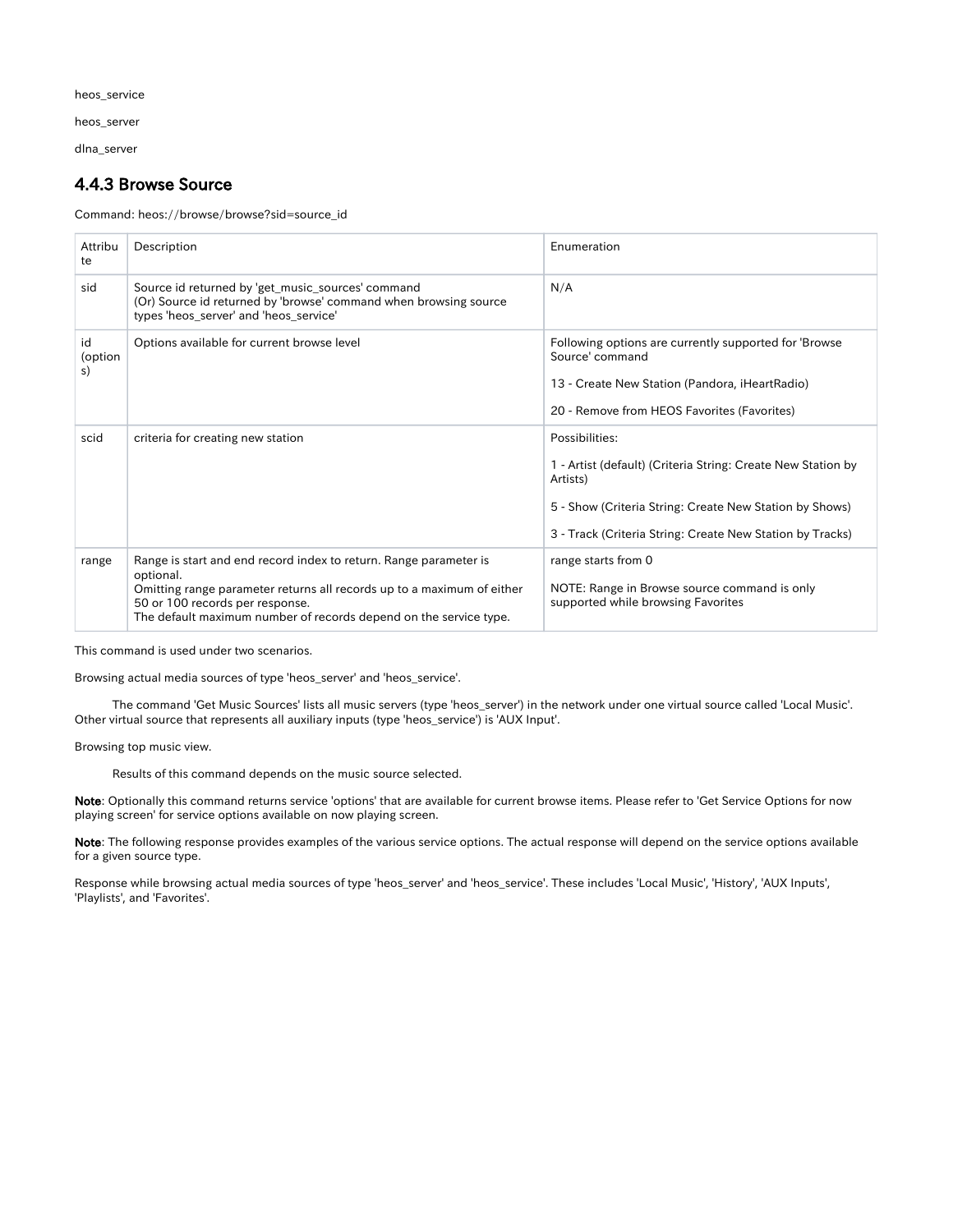heos_service

heos_server

dlna_server

### 4.4.3 Browse Source

Command: heos://browse/browse?sid=source_id

| Attribute | Description | Enumeration |
|---|---|---|
| sid | Source id returned by 'get_music_sources' command<br>(Or) Source id returned by 'browse' command when browsing source types 'heos_server' and 'heos_service' | N/A |
| id (options) | Options available for current browse level | Following options are currently supported for 'Browse Source' command<br><br>13 - Create New Station (Pandora, iHeartRadio)<br><br>20 - Remove from HEOS Favorites (Favorites) |
| scid | criteria for creating new station | Possibilities:<br><br>1 - Artist (default) (Criteria String: Create New Station by Artists)<br><br>5 - Show (Criteria String: Create New Station by Shows)<br><br>3 - Track (Criteria String: Create New Station by Tracks) |
| range | Range is start and end record index to return. Range parameter is optional.<br>Omitting range parameter returns all records up to a maximum of either 50 or 100 records per response.<br>The default maximum number of records depend on the service type. | range starts from 0<br><br>NOTE: Range in Browse source command is only supported while browsing Favorites |

This command is used under two scenarios.

Browsing actual media sources of type 'heos_server' and 'heos_service'.

The command 'Get Music Sources' lists all music servers (type 'heos_server') in the network under one virtual source called 'Local Music'. Other virtual source that represents all auxiliary inputs (type 'heos_service') is 'AUX Input'.

Browsing top music view.

Results of this command depends on the music source selected.

**Note**: Optionally this command returns service 'options' that are available for current browse items. Please refer to 'Get Service Options for now playing screen' for service options available on now playing screen.

**Note**: The following response provides examples of the various service options. The actual response will depend on the service options available for a given source type.

Response while browsing actual media sources of type 'heos_server' and 'heos_service'. These includes 'Local Music', 'History', 'AUX Inputs', 'Playlists', and 'Favorites'.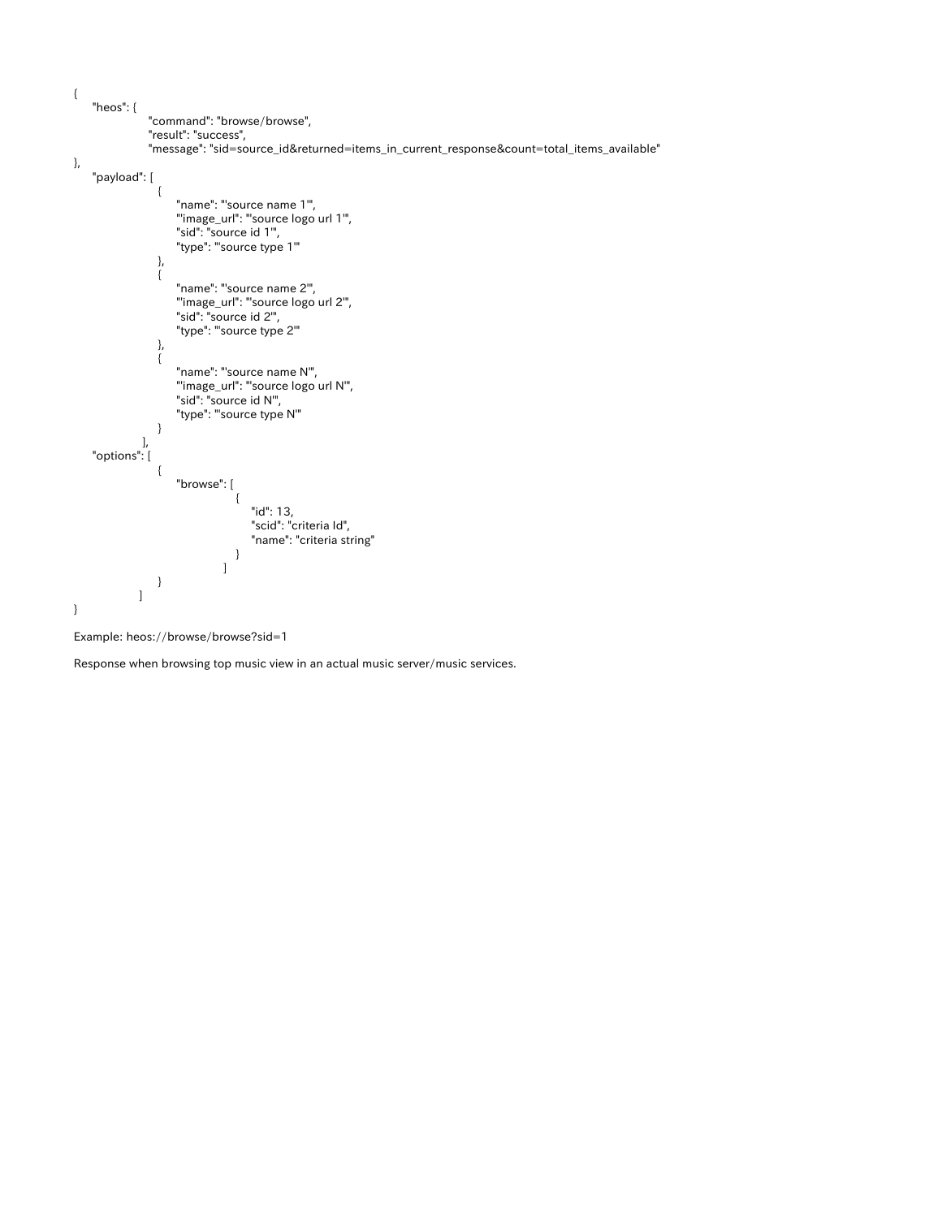```
{
    "heos": {
                "command": "browse/browse",
                "result": "success",
                "message": "sid=source_id&returned=items_in_current_response&count=total_items_available"
},
    "payload": [
                    {
                        "name": "'source name 1'",
                        "'image_url": "'source logo url 1'",
                        "sid": "source id 1'",
                        "type": "'source type 1'"
                    },
                    {
                        "name": "'source name 2'",
                        "'image_url": "'source logo url 2'",
                        "sid": "source id 2'",
                        "type": "'source type 2'"
                    },
                    {
                        "name": "'source name N'",
                        "'image_url": "'source logo url N'",
                        "sid": "source id N'",
                        "type": "'source type N'"
                    }
                ],
    "options": [
                    {
                        "browse": [
                                    {
                                        "id": 13,
                                        "scid": "criteria Id",
                                        "name": "criteria string"
                                    }
                                ]
                    }
                ]
}
```

Example: heos://browse/browse?sid=1

Response when browsing top music view in an actual music server/music services.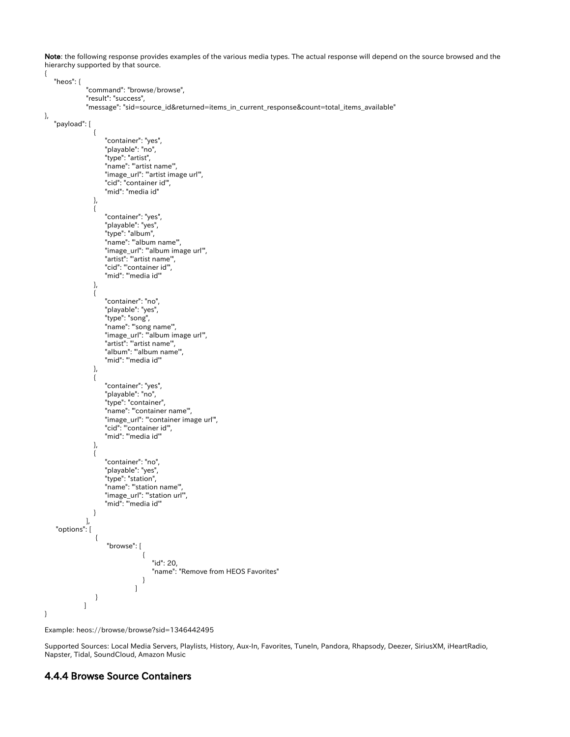**Note**: the following response provides examples of the various media types. The actual response will depend on the source browsed and the hierarchy supported by that source.

```
{
    "heos": {
                "command": "browse/browse",
                "result": "success",
                "message": "sid=source_id&returned=items_in_current_response&count=total_items_available"
},
    "payload": [
                  {
                      "container": "yes",
                      "playable": "no",
                      "type": "artist",
                      "name": "'artist name'",
                      "image_url": "'artist image url'",
                      "cid": "container id'",
                      "mid": "media id"
                  },
                  {
                      "container": "yes",
                      "playable": "yes",
                      "type": "album",
                      "name": "'album name'",
                      "image_url": "'album image url'",
                      "artist": "'artist name'",
                      "cid": "'container id'",
                      "mid": "'media id'"
                  },
                  {
                      "container": "no",
                      "playable": "yes",
                      "type": "song",
                      "name": "'song name'",
                      "image_url": "'album image url'",
                      "artist": "'artist name'",
                      "album": "'album name'",
                      "mid": "'media id'"
                  },
                  {
                      "container": "yes",
                      "playable": "no",
                      "type": "container",
                      "name": "'container name'",
                      "image_url": "'container image url'",
                      "cid": "'container id'",
                      "mid": "'media id'"
                  },
                  {
                      "container": "no",
                      "playable": "yes",
                      "type": "station",
                      "name": "'station name'",
                      "image_url": "'station url'",
                      "mid": "'media id'"
                  }
                ],
     "options": [
                   {
                       "browse": [
                                   {
                                       "id": 20,
                                       "name": "Remove from HEOS Favorites"
                                   }
                                 ]
                   }
                ]
}
```

Example: heos://browse/browse?sid=1346442495

Supported Sources: Local Media Servers, Playlists, History, Aux-In, Favorites, TuneIn, Pandora, Rhapsody, Deezer, SiriusXM, iHeartRadio, Napster, Tidal, SoundCloud, Amazon Music

### 4.4.4 Browse Source Containers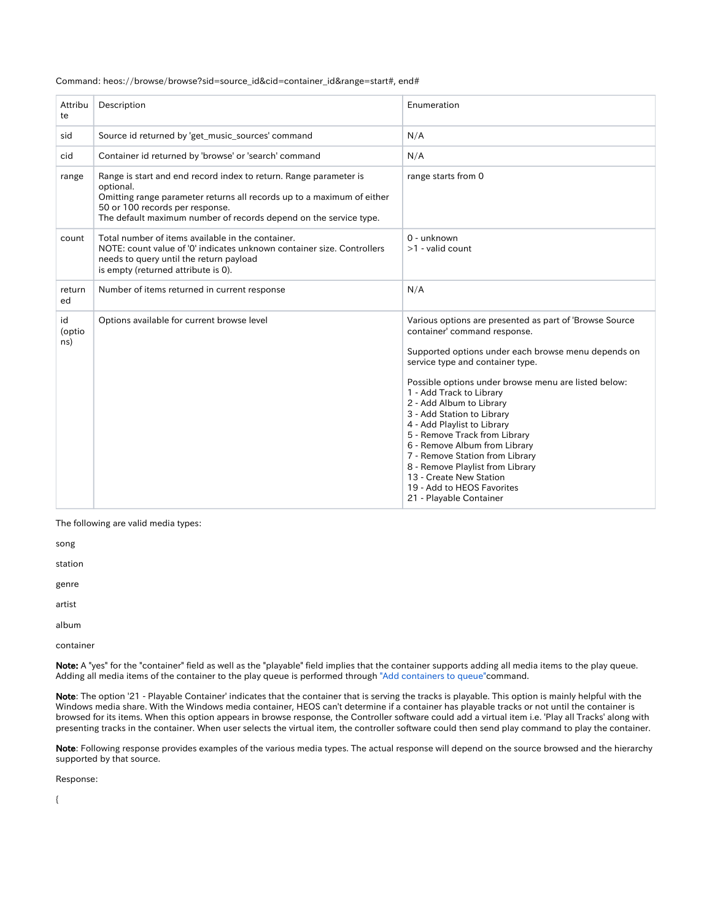Command: heos://browse/browse?sid=source_id&cid=container_id&range=start#, end#

| Attribute | Description | Enumeration |
|---|---|---|
| sid | Source id returned by 'get_music_sources' command | N/A |
| cid | Container id returned by 'browse' or 'search' command | N/A |
| range | Range is start and end record index to return. Range parameter is optional.<br>Omitting range parameter returns all records up to a maximum of either 50 or 100 records per response.<br>The default maximum number of records depend on the service type. | range starts from 0 |
| count | Total number of items available in the container.<br>NOTE: count value of '0' indicates unknown container size. Controllers needs to query until the return payload is empty (returned attribute is 0). | 0 - unknown<br>>1 - valid count |
| returned | Number of items returned in current response | N/A |
| id (options) | Options available for current browse level | Various options are presented as part of 'Browse Source container' command response.<br><br>Supported options under each browse menu depends on service type and container type.<br><br>Possible options under browse menu are listed below:<br>1 - Add Track to Library<br>2 - Add Album to Library<br>3 - Add Station to Library<br>4 - Add Playlist to Library<br>5 - Remove Track from Library<br>6 - Remove Album from Library<br>7 - Remove Station from Library<br>8 - Remove Playlist from Library<br>13 - Create New Station<br>19 - Add to HEOS Favorites<br>21 - Playable Container |

The following are valid media types:

song

station

genre

artist

album

container

**Note:** A "yes" for the "container" field as well as the "playable" field implies that the container supports adding all media items to the play queue. Adding all media items of the container to the play queue is performed through "Add containers to queue"command.

**Note**: The option '21 - Playable Container' indicates that the container that is serving the tracks is playable. This option is mainly helpful with the Windows media share. With the Windows media container, HEOS can't determine if a container has playable tracks or not until the container is browsed for its items. When this option appears in browse response, the Controller software could add a virtual item i.e. 'Play all Tracks' along with presenting tracks in the container. When user selects the virtual item, the controller software could then send play command to play the container.

**Note**: Following response provides examples of the various media types. The actual response will depend on the source browsed and the hierarchy supported by that source.

Response:

{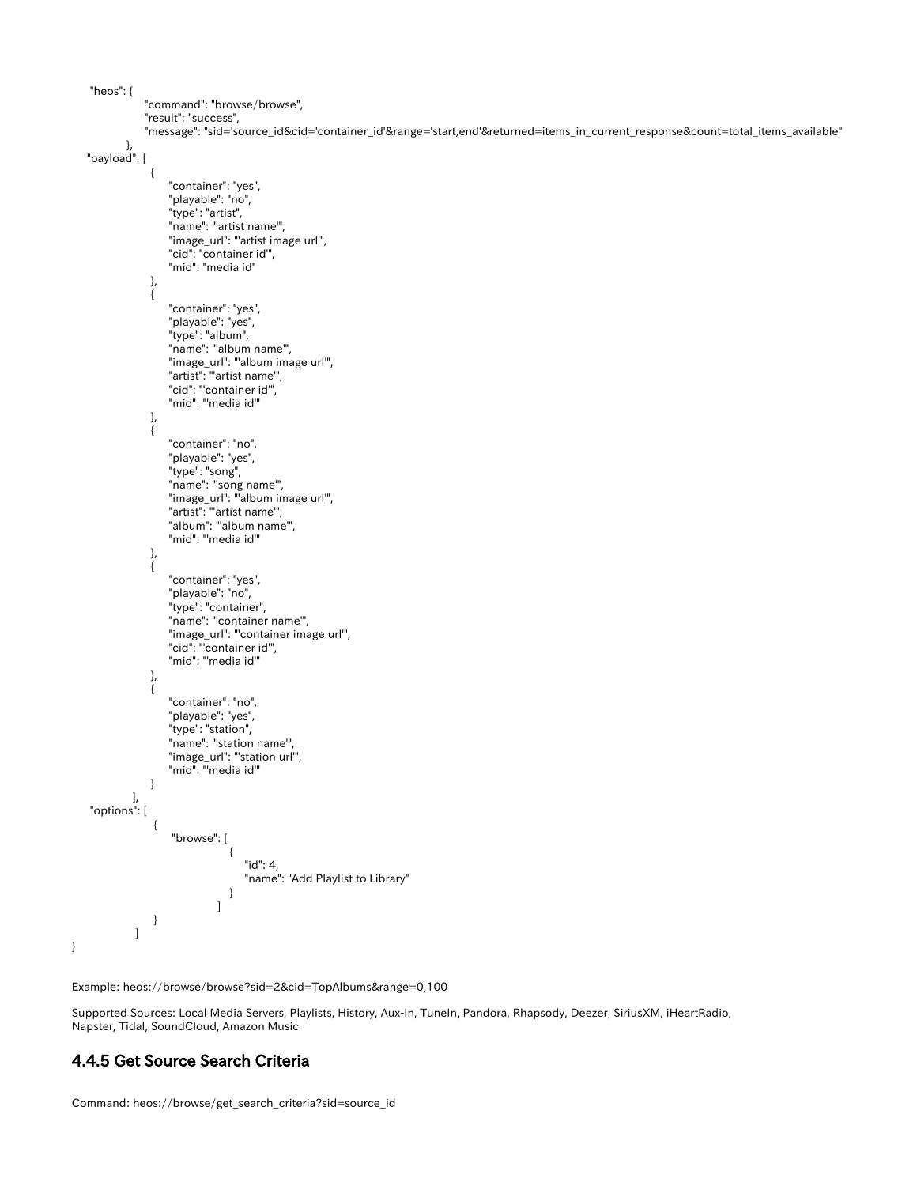```
    "heos": {
                "command": "browse/browse",
                "result": "success",
                "message": "sid='source_id&cid='container_id'&range='start,end'&returned=items_in_current_response&count=total_items_available"
            },
    "payload": [
                  {
                      "container": "yes",
                      "playable": "no",
                      "type": "artist",
                      "name": "'artist name'",
                      "image_url": "'artist image url'",
                      "cid": "container id'",
                      "mid": "media id"
                  },
                  {
                      "container": "yes",
                      "playable": "yes",
                      "type": "album",
                      "name": "'album name'",
                      "image_url": "'album image url'",
                      "artist": "'artist name'",
                      "cid": "'container id'",
                      "mid": "'media id'"
                  },
                  {
                      "container": "no",
                      "playable": "yes",
                      "type": "song",
                      "name": "'song name'",
                      "image_url": "'album image url'",
                      "artist": "'artist name'",
                      "album": "'album name'",
                      "mid": "'media id'"
                  },
                  {
                      "container": "yes",
                      "playable": "no",
                      "type": "container",
                      "name": "'container name'",
                      "image_url": "'container image url'",
                      "cid": "'container id'",
                      "mid": "'media id'"
                  },
                  {
                      "container": "no",
                      "playable": "yes",
                      "type": "station",
                      "name": "'station name'",
                      "image_url": "'station url'",
                      "mid": "'media id'"
                  }
              ],
    "options": [
                  {
                      "browse": [
                                  {
                                      "id": 4,
                                      "name": "Add Playlist to Library"
                                  }
                                ]
                  }
              ]
}
```

Example: heos://browse/browse?sid=2&cid=TopAlbums&range=0,100

Supported Sources: Local Media Servers, Playlists, History, Aux-In, TuneIn, Pandora, Rhapsody, Deezer, SiriusXM, iHeartRadio, Napster, Tidal, SoundCloud, Amazon Music

### 4.4.5 Get Source Search Criteria

Command: heos://browse/get_search_criteria?sid=source_id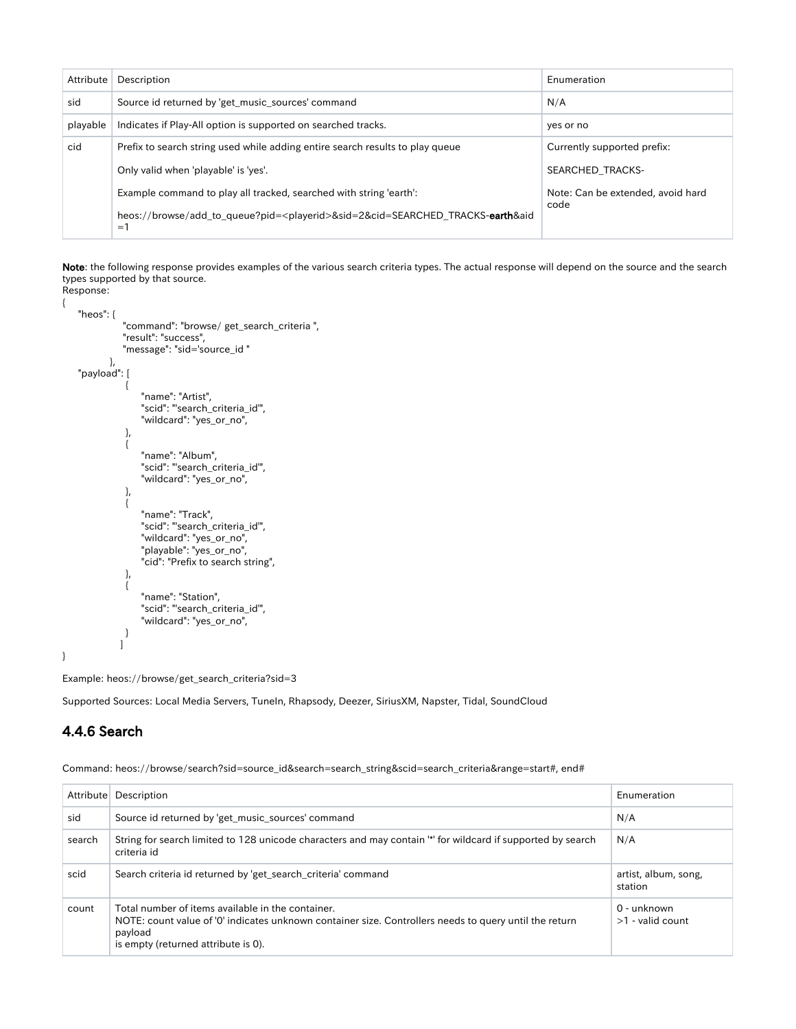| Attribute | Description | Enumeration |
|---|---|---|
| sid | Source id returned by 'get_music_sources' command | N/A |
| playable | Indicates if Play-All option is supported on searched tracks. | yes or no |
| cid | Prefix to search string used while adding entire search results to play queue<br><br>Only valid when 'playable' is 'yes'.<br><br>Example command to play all tracked, searched with string 'earth':<br><br>heos://browse/add_to_queue?pid=<playerid>&sid=2&cid=SEARCHED_TRACKS-**earth**&aid=1 | Currently supported prefix:<br><br>SEARCHED_TRACKS-<br><br>Note: Can be extended, avoid hard code |

**Note**: the following response provides examples of the various search criteria types. The actual response will depend on the source and the search types supported by that source.

Response:

```
{
    "heos": {
                "command": "browse/ get_search_criteria ",
                "result": "success",
                "message": "sid='source_id "
            },
    "payload": [
                {
                    "name": "Artist",
                    "scid": "'search_criteria_id'",
                    "wildcard": "yes_or_no",
                },
                {
                    "name": "Album",
                    "scid": "'search_criteria_id'",
                    "wildcard": "yes_or_no",
                },
                {
                    "name": "Track",
                    "scid": "'search_criteria_id'",
                    "wildcard": "yes_or_no",
                    "playable": "yes_or_no",
                    "cid": "Prefix to search string",
                },
                {
                    "name": "Station",
                    "scid": "'search_criteria_id'",
                    "wildcard": "yes_or_no",
                }
               ]
}
```

Example: heos://browse/get_search_criteria?sid=3

Supported Sources: Local Media Servers, TuneIn, Rhapsody, Deezer, SiriusXM, Napster, Tidal, SoundCloud

### 4.4.6 Search

Command: heos://browse/search?sid=source_id&search=search_string&scid=search_criteria&range=start#, end#

| Attribute | Description | Enumeration |
|---|---|---|
| sid | Source id returned by 'get_music_sources' command | N/A |
| search | String for search limited to 128 unicode characters and may contain '*' for wildcard if supported by search criteria id | N/A |
| scid | Search criteria id returned by 'get_search_criteria' command | artist, album, song, station |
| count | Total number of items available in the container.<br>NOTE: count value of '0' indicates unknown container size. Controllers needs to query until the return payload<br>is empty (returned attribute is 0). | 0 - unknown<br>>1 - valid count |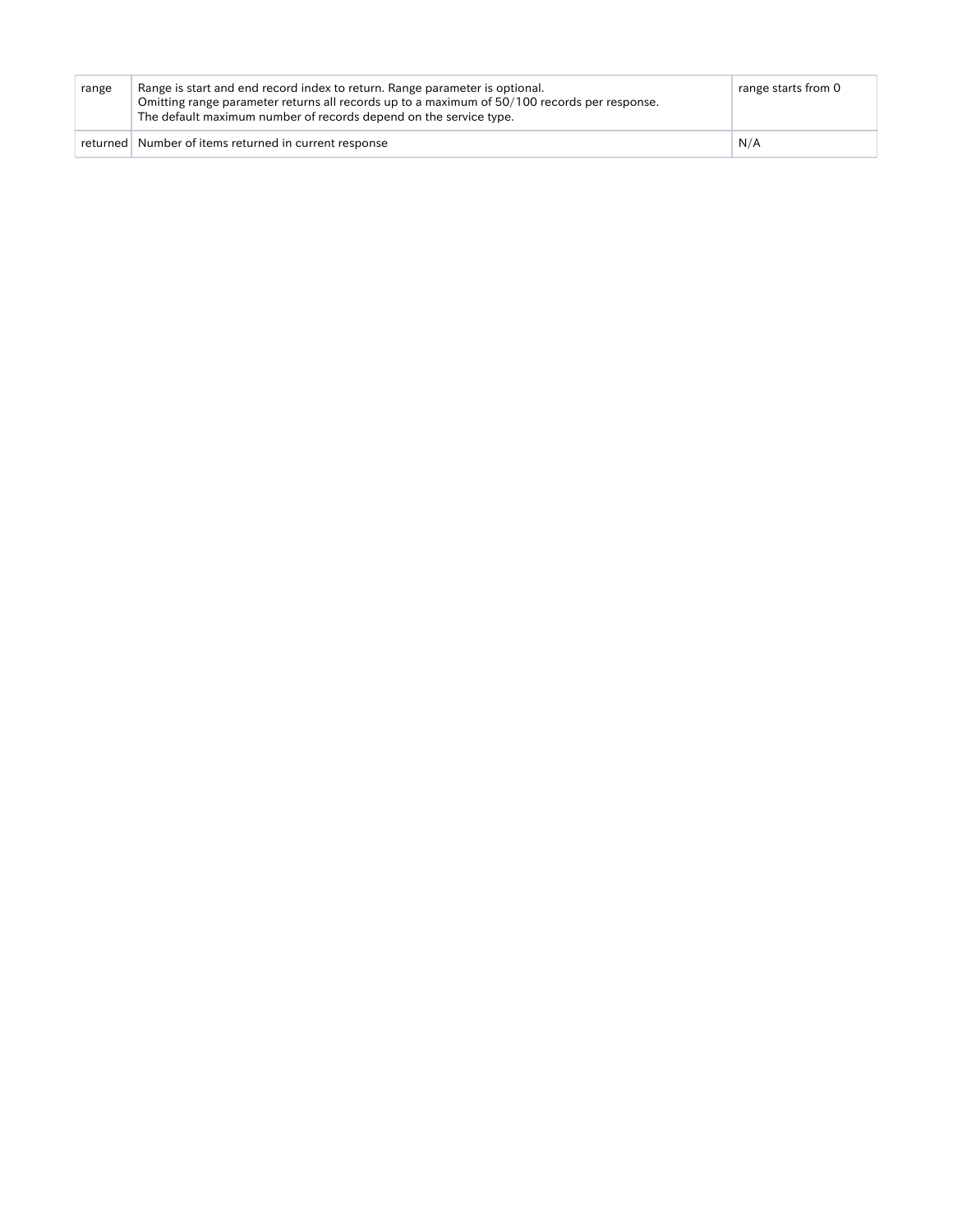| | | |
|---|---|---|
| range | Range is start and end record index to return. Range parameter is optional.<br>Omitting range parameter returns all records up to a maximum of 50/100 records per response.<br>The default maximum number of records depend on the service type. | range starts from 0 |
| returned | Number of items returned in current response | N/A |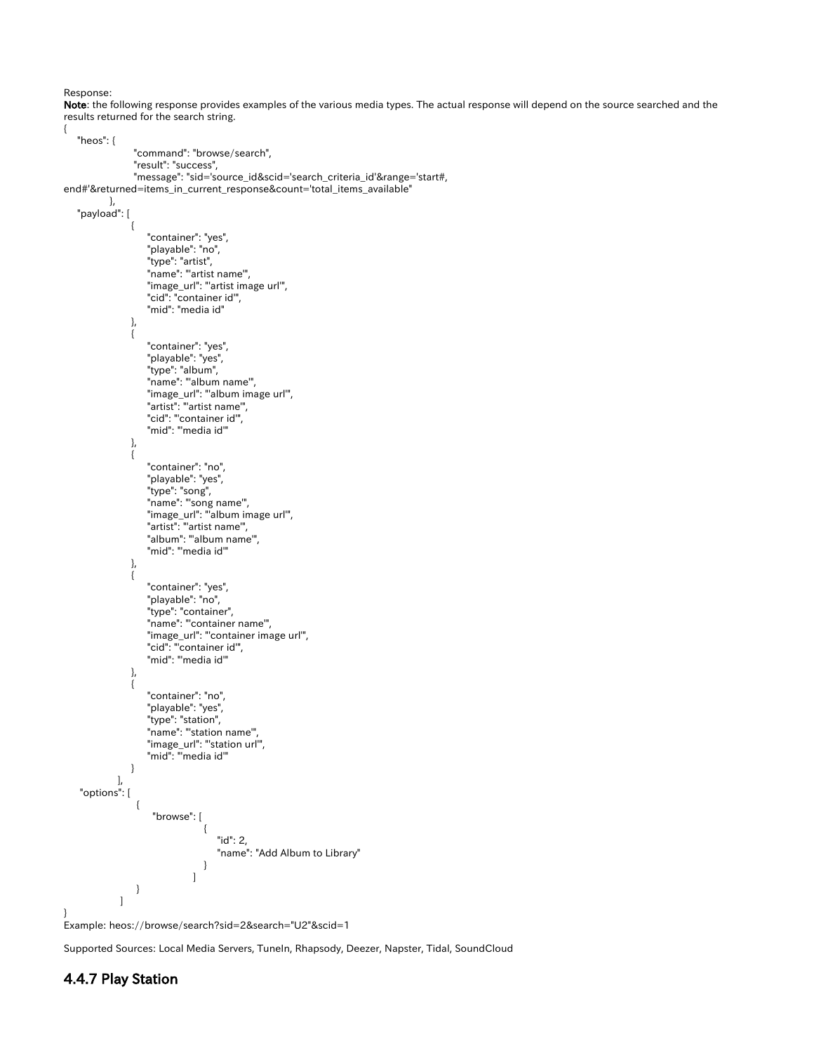Response:

**Note**: the following response provides examples of the various media types. The actual response will depend on the source searched and the results returned for the search string.

```
{
    "heos": {
                    "command": "browse/search",
                    "result": "success",
                    "message": "sid='source_id&scid='search_criteria_id'&range='start#,
end#'&returned=items_in_current_response&count='total_items_available"
            },
    "payload": [
                {
                    "container": "yes",
                    "playable": "no",
                    "type": "artist",
                    "name": "'artist name'",
                    "image_url": "'artist image url'",
                    "cid": "container id'",
                    "mid": "media id"
                },
                {
                    "container": "yes",
                    "playable": "yes",
                    "type": "album",
                    "name": "'album name'",
                    "image_url": "'album image url'",
                    "artist": "'artist name'",
                    "cid": "'container id'",
                    "mid": "'media id'"
                },
                {
                    "container": "no",
                    "playable": "yes",
                    "type": "song",
                    "name": "'song name'",
                    "image_url": "'album image url'",
                    "artist": "'artist name'",
                    "album": "'album name'",
                    "mid": "'media id'"
                },
                {
                    "container": "yes",
                    "playable": "no",
                    "type": "container",
                    "name": "'container name'",
                    "image_url": "'container image url'",
                    "cid": "'container id'",
                    "mid": "'media id'"
                },
                {
                    "container": "no",
                    "playable": "yes",
                    "type": "station",
                    "name": "'station name'",
                    "image_url": "'station url'",
                    "mid": "'media id'"
                }
            ],
    "options": [
                 {
                      "browse": [
                                   {
                                       "id": 2,
                                       "name": "Add Album to Library"
                                   }
                                ]
                 }
             ]
}
```

Example: heos://browse/search?sid=2&search="U2"&scid=1

Supported Sources: Local Media Servers, TuneIn, Rhapsody, Deezer, Napster, Tidal, SoundCloud

## 4.4.7 Play Station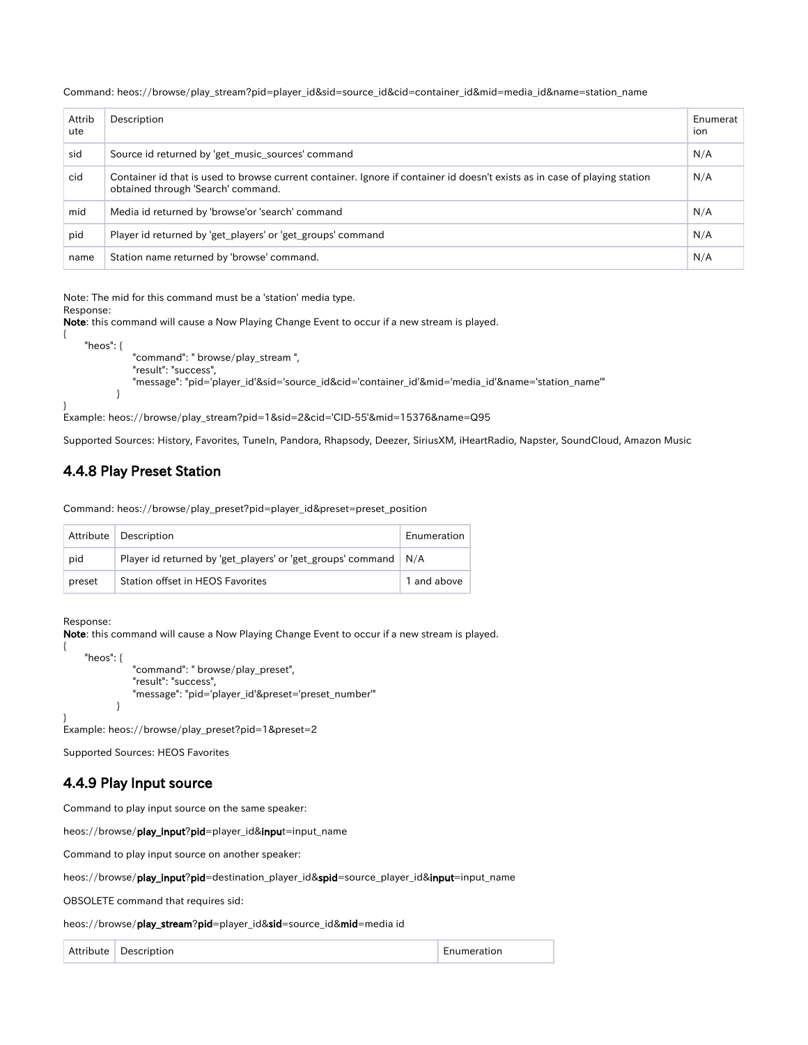Command: heos://browse/play_stream?pid=player_id&sid=source_id&cid=container_id&mid=media_id&name=station_name

| Attribute | Description | Enumeration |
| --- | --- | --- |
| sid | Source id returned by 'get_music_sources' command | N/A |
| cid | Container id that is used to browse current container. Ignore if container id doesn't exists as in case of playing station obtained through 'Search' command. | N/A |
| mid | Media id returned by 'browse'or 'search' command | N/A |
| pid | Player id returned by 'get_players' or 'get_groups' command | N/A |
| name | Station name returned by 'browse' command. | N/A |

Note: The mid for this command must be a 'station' media type.
Response:
**Note**: this command will cause a Now Playing Change Event to occur if a new stream is played.

```
{
    "heos": {
            "command": " browse/play_stream ",
            "result": "success",
            "message": "pid='player_id'&sid='source_id&cid='container_id'&mid='media_id'&name='station_name'"
        }
}
```

Example: heos://browse/play_stream?pid=1&sid=2&cid='CID-55'&mid=15376&name=Q95

Supported Sources: History, Favorites, TuneIn, Pandora, Rhapsody, Deezer, SiriusXM, iHeartRadio, Napster, SoundCloud, Amazon Music

## 4.4.8 Play Preset Station

Command: heos://browse/play_preset?pid=player_id&preset=preset_position

| Attribute | Description | Enumeration |
| --- | --- | --- |
| pid | Player id returned by 'get_players' or 'get_groups' command | N/A |
| preset | Station offset in HEOS Favorites | 1 and above |

Response:
**Note**: this command will cause a Now Playing Change Event to occur if a new stream is played.

```
{
    "heos": {
            "command": " browse/play_preset",
            "result": "success",
            "message": "pid='player_id'&preset='preset_number'"
        }
}
```

Example: heos://browse/play_preset?pid=1&preset=2

Supported Sources: HEOS Favorites

## 4.4.9 Play Input source

Command to play input source on the same speaker:

heos://browse/**play_input**?**pid**=player_id&**input**=input_name

Command to play input source on another speaker:

heos://browse/**play_input**?**pid**=destination_player_id&**spid**=source_player_id&**input**=input_name

OBSOLETE command that requires sid:

heos://browse/**play_stream**?**pid**=player_id&**sid**=source_id&**mid**=media id

| Attribute | Description | Enumeration |
| --- | --- | --- |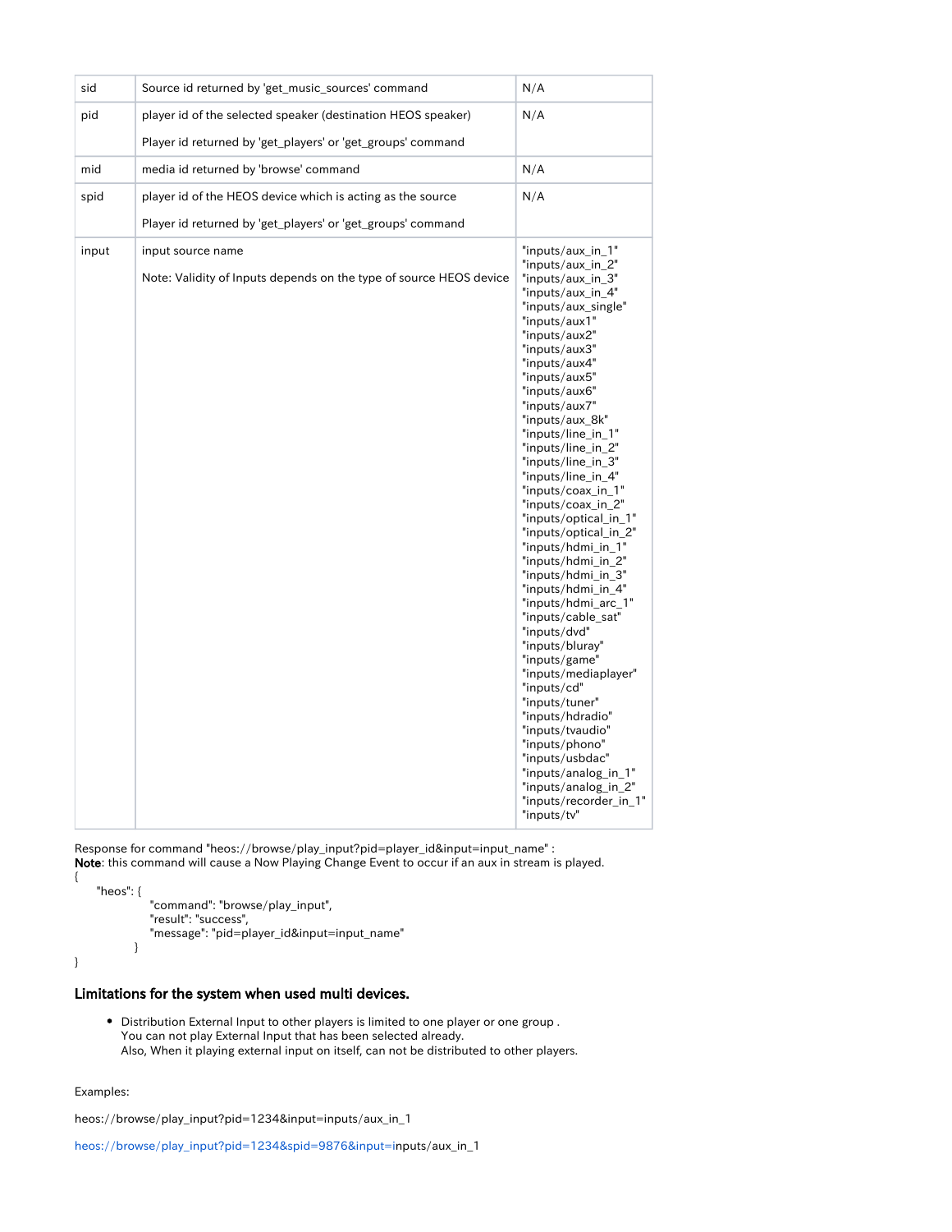| sid | Source id returned by 'get_music_sources' command | N/A |
|---|---|---|
| pid | player id of the selected speaker (destination HEOS speaker)<br><br>Player id returned by 'get_players' or 'get_groups' command | N/A |
| mid | media id returned by 'browse' command | N/A |
| spid | player id of the HEOS device which is acting as the source<br><br>Player id returned by 'get_players' or 'get_groups' command | N/A |
| input | input source name<br><br>Note: Validity of Inputs depends on the type of source HEOS device | "inputs/aux_in_1"<br>"inputs/aux_in_2"<br>"inputs/aux_in_3"<br>"inputs/aux_in_4"<br>"inputs/aux_single"<br>"inputs/aux1"<br>"inputs/aux2"<br>"inputs/aux3"<br>"inputs/aux4"<br>"inputs/aux5"<br>"inputs/aux6"<br>"inputs/aux7"<br>"inputs/aux_8k"<br>"inputs/line_in_1"<br>"inputs/line_in_2"<br>"inputs/line_in_3"<br>"inputs/line_in_4"<br>"inputs/coax_in_1"<br>"inputs/coax_in_2"<br>"inputs/optical_in_1"<br>"inputs/optical_in_2"<br>"inputs/hdmi_in_1"<br>"inputs/hdmi_in_2"<br>"inputs/hdmi_in_3"<br>"inputs/hdmi_in_4"<br>"inputs/hdmi_arc_1"<br>"inputs/cable_sat"<br>"inputs/dvd"<br>"inputs/bluray"<br>"inputs/game"<br>"inputs/mediaplayer"<br>"inputs/cd"<br>"inputs/tuner"<br>"inputs/hdradio"<br>"inputs/tvaudio"<br>"inputs/phono"<br>"inputs/usbdac"<br>"inputs/analog_in_1"<br>"inputs/analog_in_2"<br>"inputs/recorder_in_1"<br>"inputs/tv" |

Response for command "heos://browse/play_input?pid=player_id&input=input_name" :
**Note**: this command will cause a Now Playing Change Event to occur if an aux in stream is played.

```
{
    "heos": {
                "command": "browse/play_input",
                "result": "success",
                "message": "pid=player_id&input=input_name"
            }
}
```

### Limitations for the system when used multi devices.

- Distribution External Input to other players is limited to one player or one group .
  You can not play External Input that has been selected already.
  Also, When it playing external input on itself, can not be distributed to other players.

Examples:

heos://browse/play_input?pid=1234&input=inputs/aux_in_1

heos://browse/play_input?pid=1234&spid=9876&input=inputs/aux_in_1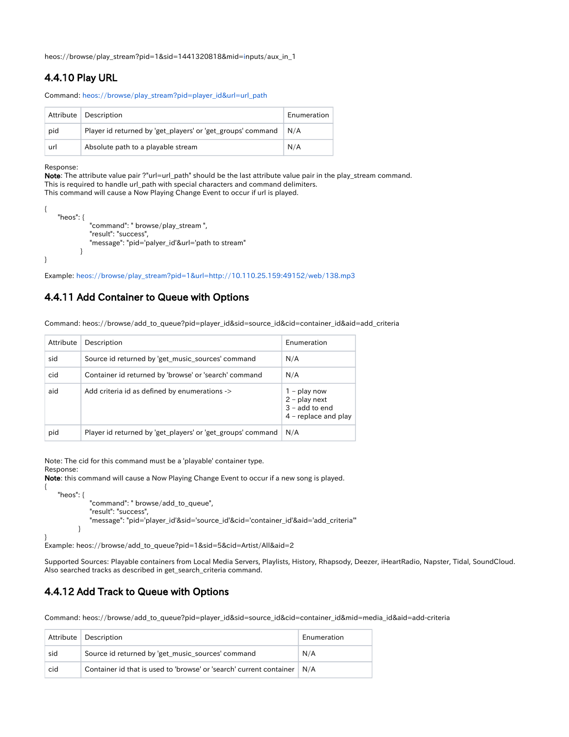heos://browse/play_stream?pid=1&sid=1441320818&mid=inputs/aux_in_1

### 4.4.10 Play URL

Command: heos://browse/play_stream?pid=player_id&url=url_path

| Attribute | Description | Enumeration |
|---|---|---|
| pid | Player id returned by 'get_players' or 'get_groups' command | N/A |
| url | Absolute path to a playable stream | N/A |

Response:
**Note**: The attribute value pair ?"url=url_path" should be the last attribute value pair in the play_stream command.
This is required to handle url_path with special characters and command delimiters.
This command will cause a Now Playing Change Event to occur if url is played.

```
{
    "heos": {
                "command": " browse/play_stream ",
                "result": "success",
                "message": "pid='palyer_id'&url='path to stream"
            }
}
```

Example: heos://browse/play_stream?pid=1&url=http://10.110.25.159:49152/web/138.mp3

### 4.4.11 Add Container to Queue with Options

Command: heos://browse/add_to_queue?pid=player_id&sid=source_id&cid=container_id&aid=add_criteria

| Attribute | Description | Enumeration |
|---|---|---|
| sid | Source id returned by 'get_music_sources' command | N/A |
| cid | Container id returned by 'browse' or 'search' command | N/A |
| aid | Add criteria id as defined by enumerations -> | 1 – play now<br>2 – play next<br>3 – add to end<br>4 – replace and play |
| pid | Player id returned by 'get_players' or 'get_groups' command | N/A |

Note: The cid for this command must be a 'playable' container type.
Response:
**Note**: this command will cause a Now Playing Change Event to occur if a new song is played.

```
{
    "heos": {
                "command": " browse/add_to_queue",
                "result": "success",
                "message": "pid='player_id'&sid='source_id'&cid='container_id'&aid='add_criteria'"
            }
}
```

Example: heos://browse/add_to_queue?pid=1&sid=5&cid=Artist/All&aid=2

Supported Sources: Playable containers from Local Media Servers, Playlists, History, Rhapsody, Deezer, iHeartRadio, Napster, Tidal, SoundCloud.
Also searched tracks as described in get_search_criteria command.

### 4.4.12 Add Track to Queue with Options

Command: heos://browse/add_to_queue?pid=player_id&sid=source_id&cid=container_id&mid=media_id&aid=add-criteria

| Attribute | Description | Enumeration |
|---|---|---|
| sid | Source id returned by 'get_music_sources' command | N/A |
| cid | Container id that is used to 'browse' or 'search' current container | N/A |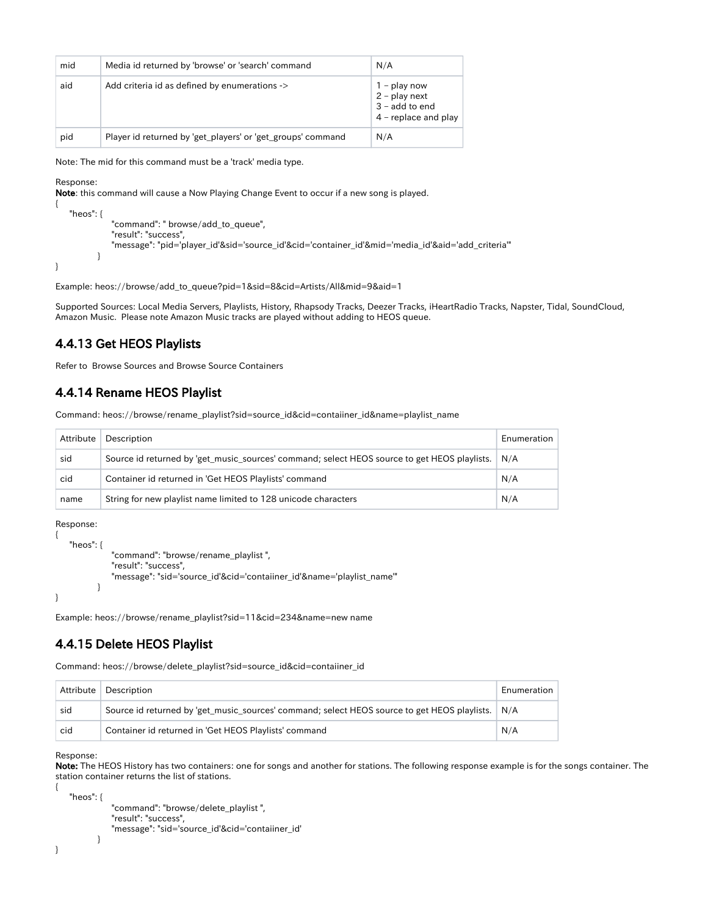| mid | Media id returned by 'browse' or 'search' command | N/A |
|---|---|---|
| aid | Add criteria id as defined by enumerations -> | 1 – play now<br>2 – play next<br>3 – add to end<br>4 – replace and play |
| pid | Player id returned by 'get_players' or 'get_groups' command | N/A |

Note: The mid for this command must be a 'track' media type.

Response:
**Note**: this command will cause a Now Playing Change Event to occur if a new song is played.

```
{
    "heos": {
                "command": " browse/add_to_queue",
                "result": "success",
                "message": "pid='player_id'&sid='source_id'&cid='container_id'&mid='media_id'&aid='add_criteria'"
            }
}
```

Example: heos://browse/add_to_queue?pid=1&sid=8&cid=Artists/All&mid=9&aid=1

Supported Sources: Local Media Servers, Playlists, History, Rhapsody Tracks, Deezer Tracks, iHeartRadio Tracks, Napster, Tidal, SoundCloud, Amazon Music. Please note Amazon Music tracks are played without adding to HEOS queue.

### 4.4.13 Get HEOS Playlists

Refer to Browse Sources and Browse Source Containers

### 4.4.14 Rename HEOS Playlist

Command: heos://browse/rename_playlist?sid=source_id&cid=contaiiner_id&name=playlist_name

| Attribute | Description | Enumeration |
|---|---|---|
| sid | Source id returned by 'get_music_sources' command; select HEOS source to get HEOS playlists. | N/A |
| cid | Container id returned in 'Get HEOS Playlists' command | N/A |
| name | String for new playlist name limited to 128 unicode characters | N/A |

Response:

```
{
    "heos": {
                "command": "browse/rename_playlist ",
                "result": "success",
                "message": "sid='source_id'&cid='contaiiner_id'&name='playlist_name'"
            }
}
```

Example: heos://browse/rename_playlist?sid=11&cid=234&name=new name

### 4.4.15 Delete HEOS Playlist

Command: heos://browse/delete_playlist?sid=source_id&cid=contaiiner_id

| Attribute | Description | Enumeration |
|---|---|---|
| sid | Source id returned by 'get_music_sources' command; select HEOS source to get HEOS playlists. | N/A |
| cid | Container id returned in 'Get HEOS Playlists' command | N/A |

Response:
**Note:** The HEOS History has two containers: one for songs and another for stations. The following response example is for the songs container. The station container returns the list of stations.

```
{
    "heos": {
                "command": "browse/delete_playlist ",
                "result": "success",
                "message": "sid='source_id'&cid='contaiiner_id'
            }
}
```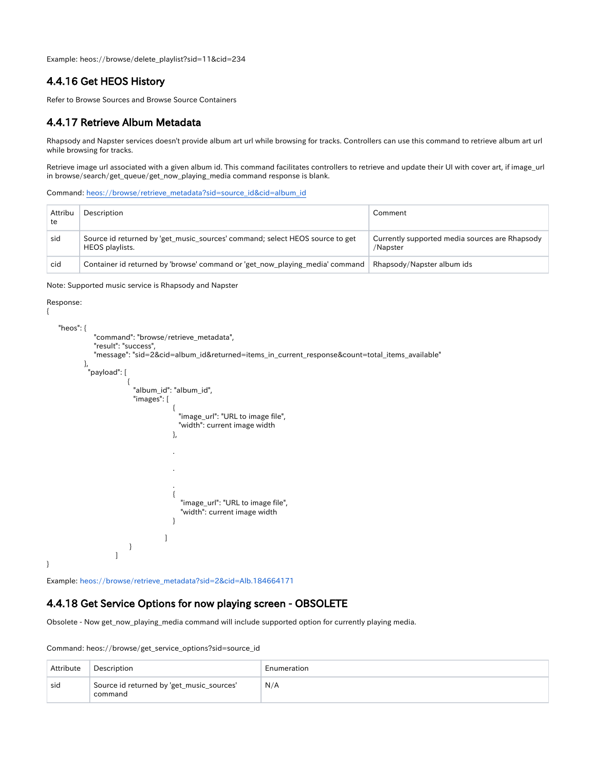Example: heos://browse/delete_playlist?sid=11&cid=234

### 4.4.16 Get HEOS History

Refer to Browse Sources and Browse Source Containers

### 4.4.17 Retrieve Album Metadata

Rhapsody and Napster services doesn't provide album art url while browsing for tracks. Controllers can use this command to retrieve album art url while browsing for tracks.

Retrieve image url associated with a given album id. This command facilitates controllers to retrieve and update their UI with cover art, if image_url in browse/search/get_queue/get_now_playing_media command response is blank.

Command: heos://browse/retrieve_metadata?sid=source_id&cid=album_id

| Attribute | Description | Comment |
|---|---|---|
| sid | Source id returned by 'get_music_sources' command; select HEOS source to get HEOS playlists. | Currently supported media sources are Rhapsody /Napster |
| cid | Container id returned by 'browse' command or 'get_now_playing_media' command | Rhapsody/Napster album ids |

Note: Supported music service is Rhapsody and Napster

Response:

```
{
    "heos": {
            "command": "browse/retrieve_metadata",
            "result": "success",
            "message": "sid=2&cid=album_id&returned=items_in_current_response&count=total_items_available"
        },
        "payload": [
                {
                    "album_id": "album_id",
                    "images": [
                            {
                              "image_url": "URL to image file",
                              "width": current image width
                            },
                            .
                            .
                            .
                            {
                              "image_url": "URL to image file",
                              "width": current image width
                            }
                        ]
                }
            ]
}
```

Example: heos://browse/retrieve_metadata?sid=2&cid=Alb.184664171

### 4.4.18 Get Service Options for now playing screen - OBSOLETE

Obsolete - Now get_now_playing_media command will include supported option for currently playing media.

Command: heos://browse/get_service_options?sid=source_id

| Attribute | Description | Enumeration |
|---|---|---|
| sid | Source id returned by 'get_music_sources' command | N/A |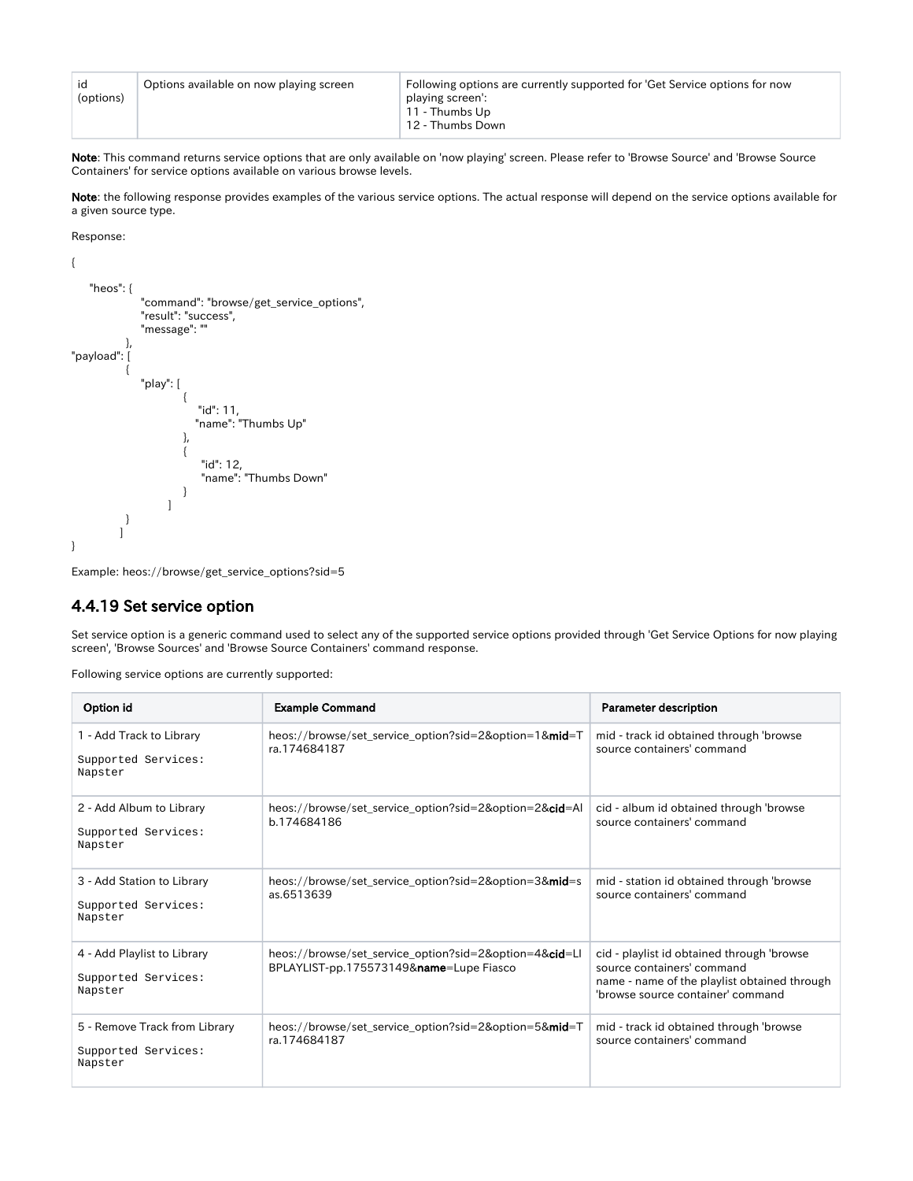| id (options) | Options available on now playing screen | Following options are currently supported for 'Get Service options for now playing screen':<br>11 - Thumbs Up<br>12 - Thumbs Down |
|---|---|---|

**Note**: This command returns service options that are only available on 'now playing' screen. Please refer to 'Browse Source' and 'Browse Source Containers' for service options available on various browse levels.

**Note**: the following response provides examples of the various service options. The actual response will depend on the service options available for a given source type.

Response:

```
{
    "heos": {
        "command": "browse/get_service_options",
        "result": "success",
        "message": ""
    },
"payload": [
    {
        "play": [
            {
                "id": 11,
                "name": "Thumbs Up"
            },
            {
                "id": 12,
                "name": "Thumbs Down"
            }
        ]
    }
  ]
}
```

Example: heos://browse/get_service_options?sid=5

### 4.4.19 Set service option

Set service option is a generic command used to select any of the supported service options provided through 'Get Service Options for now playing screen', 'Browse Sources' and 'Browse Source Containers' command response.

Following service options are currently supported:

| Option id | Example Command | Parameter description |
|---|---|---|
| 1 - Add Track to Library<br><br>`Supported Services: Napster` | heos://browse/set_service_option?sid=2&option=1&**mid**=Tra.174684187 | mid - track id obtained through 'browse source containers' command |
| 2 - Add Album to Library<br><br>`Supported Services: Napster` | heos://browse/set_service_option?sid=2&option=2&**cid**=Alb.174684186 | cid - album id obtained through 'browse source containers' command |
| 3 - Add Station to Library<br><br>`Supported Services: Napster` | heos://browse/set_service_option?sid=2&option=3&**mid**=sas.6513639 | mid - station id obtained through 'browse source containers' command |
| 4 - Add Playlist to Library<br><br>`Supported Services: Napster` | heos://browse/set_service_option?sid=2&option=4&**cid**=LIBPLAYLIST-pp.175573149&**name**=Lupe Fiasco | cid - playlist id obtained through 'browse source containers' command<br>name - name of the playlist obtained through 'browse source container' command |
| 5 - Remove Track from Library<br><br>`Supported Services: Napster` | heos://browse/set_service_option?sid=2&option=5&**mid**=Tra.174684187 | mid - track id obtained through 'browse source containers' command |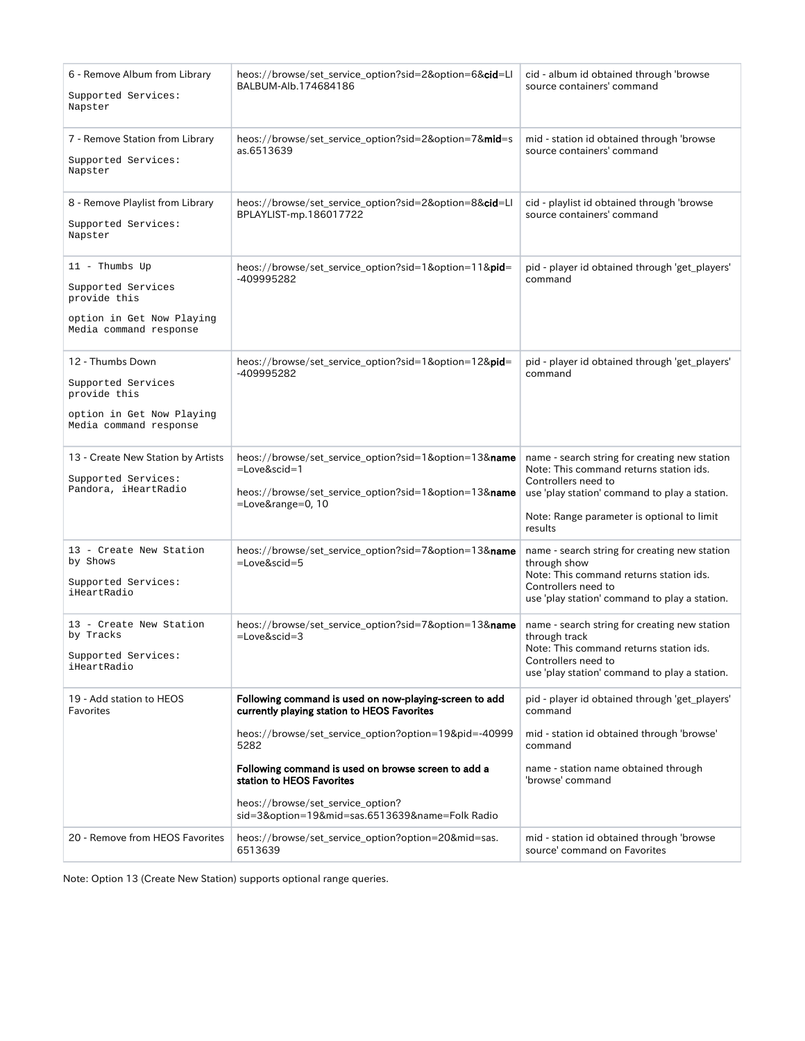| | | |
|---|---|---|
| 6 - Remove Album from Library<br><br>Supported Services: Napster | heos://browse/set_service_option?sid=2&option=6&**cid**=LIBALBUM-Alb.174684186 | cid - album id obtained through 'browse source containers' command |
| 7 - Remove Station from Library<br><br>Supported Services: Napster | heos://browse/set_service_option?sid=2&option=7&**mid**=sas.6513639 | mid - station id obtained through 'browse source containers' command |
| 8 - Remove Playlist from Library<br><br>Supported Services: Napster | heos://browse/set_service_option?sid=2&option=8&**cid**=LIBPLAYLIST-mp.186017722 | cid - playlist id obtained through 'browse source containers' command |
| 11 - Thumbs Up<br><br>Supported Services provide this<br><br>option in Get Now Playing Media command response | heos://browse/set_service_option?sid=1&option=11&**pid**=-409995282 | pid - player id obtained through 'get_players' command |
| 12 - Thumbs Down<br><br>Supported Services provide this<br><br>option in Get Now Playing Media command response | heos://browse/set_service_option?sid=1&option=12&**pid**=-409995282 | pid - player id obtained through 'get_players' command |
| 13 - Create New Station by Artists<br><br>Supported Services: Pandora, iHeartRadio | heos://browse/set_service_option?sid=1&option=13&**name**=Love&scid=1<br><br>heos://browse/set_service_option?sid=1&option=13&**name**=Love&range=0, 10 | name - search string for creating new station<br>Note: This command returns station ids. Controllers need to<br>use 'play station' command to play a station.<br><br>Note: Range parameter is optional to limit results |
| 13 - Create New Station by Shows<br><br>Supported Services: iHeartRadio | heos://browse/set_service_option?sid=7&option=13&**name**=Love&scid=5 | name - search string for creating new station through show<br>Note: This command returns station ids. Controllers need to<br>use 'play station' command to play a station. |
| 13 - Create New Station by Tracks<br><br>Supported Services: iHeartRadio | heos://browse/set_service_option?sid=7&option=13&**name**=Love&scid=3 | name - search string for creating new station through track<br>Note: This command returns station ids. Controllers need to<br>use 'play station' command to play a station. |
| 19 - Add station to HEOS Favorites | **Following command is used on now-playing-screen to add currently playing station to HEOS Favorites**<br><br>heos://browse/set_service_option?option=19&pid=-409995282<br><br>**Following command is used on browse screen to add a station to HEOS Favorites**<br><br>heos://browse/set_service_option?sid=3&option=19&mid=sas.6513639&name=Folk Radio | pid - player id obtained through 'get_players' command<br><br>mid - station id obtained through 'browse' command<br><br>name - station name obtained through 'browse' command |
| 20 - Remove from HEOS Favorites | heos://browse/set_service_option?option=20&mid=sas.6513639 | mid - station id obtained through 'browse source' command on Favorites |

Note: Option 13 (Create New Station) supports optional range queries.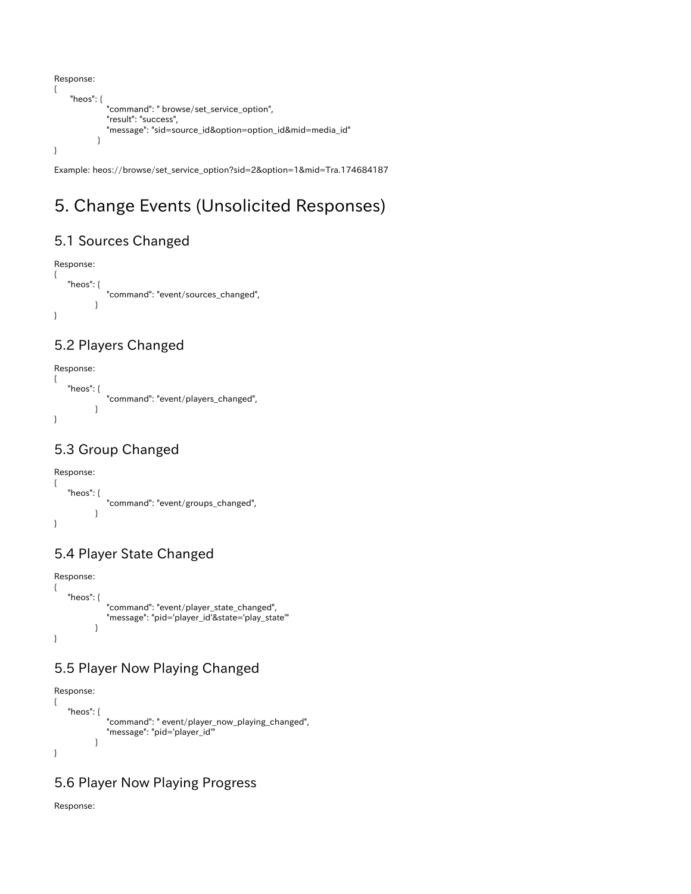Response:

```
{
    "heos": {
                "command": " browse/set_service_option",
                "result": "success",
                "message": "sid=source_id&option=option_id&mid=media_id"
              }
}
```

Example: heos://browse/set_service_option?sid=2&option=1&mid=Tra.174684187

# 5. Change Events (Unsolicited Responses)

## 5.1 Sources Changed

Response:

```
{
    "heos": {
                "command": "event/sources_changed",
            }
}
```

## 5.2 Players Changed

Response:

```
{
    "heos": {
                "command": "event/players_changed",
            }
}
```

## 5.3 Group Changed

Response:

```
{
    "heos": {
                "command": "event/groups_changed",
            }
}
```

## 5.4 Player State Changed

Response:

```
{
    "heos": {
                "command": "event/player_state_changed",
                "message": "pid='player_id'&state='play_state'"
            }
}
```

## 5.5 Player Now Playing Changed

Response:

```
{
    "heos": {
                "command": " event/player_now_playing_changed",
                "message": "pid='player_id'"
            }
}
```

## 5.6 Player Now Playing Progress

Response: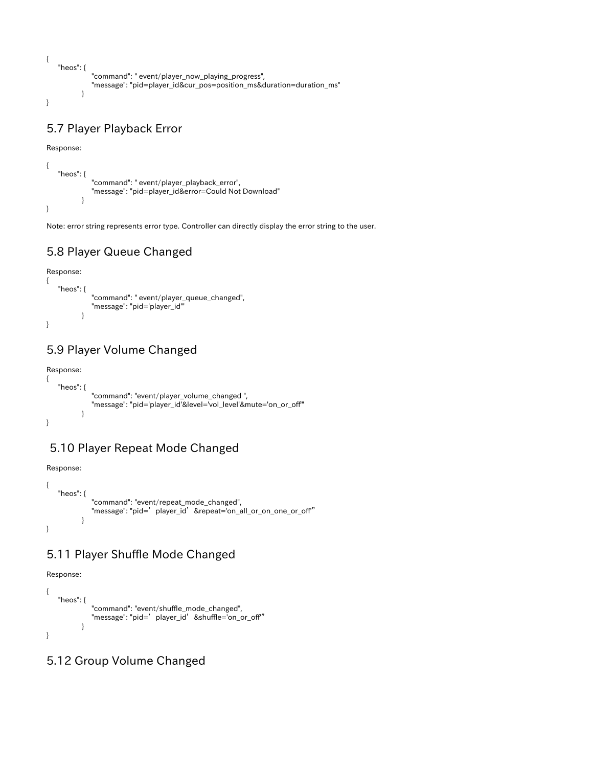```
{
    "heos": {
                "command": " event/player_now_playing_progress",
                "message": "pid=player_id&cur_pos=position_ms&duration=duration_ms"
            }
}
```

## 5.7 Player Playback Error

Response:

```
{
    "heos": {
                "command": " event/player_playback_error",
                "message": "pid=player_id&error=Could Not Download"
            }
}
```

Note: error string represents error type. Controller can directly display the error string to the user.

## 5.8 Player Queue Changed

Response:

```
{
    "heos": {
                "command": " event/player_queue_changed",
                "message": "pid='player_id'"
            }
}
```

## 5.9 Player Volume Changed

Response:

```
{
    "heos": {
                "command": "event/player_volume_changed ",
                "message": "pid='player_id'&level='vol_level'&mute='on_or_off'"
            }
}
```

## 5.10 Player Repeat Mode Changed

Response:

```
{
    "heos": {
                "command": "event/repeat_mode_changed",
                "message": "pid=’player_id’&repeat='on_all_or_on_one_or_off”
            }
}
```

## 5.11 Player Shuffle Mode Changed

Response:

```
{
    "heos": {
                "command": "event/shuffle_mode_changed",
                "message": "pid=’player_id’&shuffle='on_or_off”
            }
}
```

## 5.12 Group Volume Changed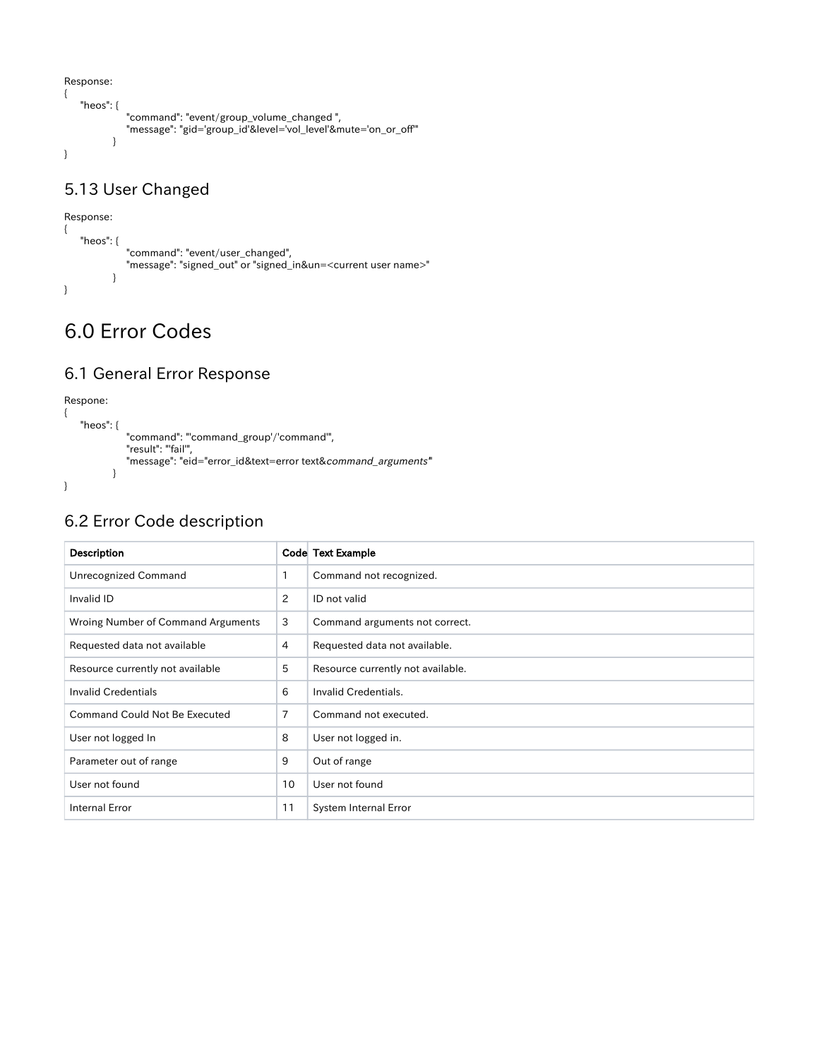Response:
```
{
    "heos": {
                "command": "event/group_volume_changed ",
                "message": "gid='group_id'&level='vol_level'&mute='on_or_off'"
            }
}
```

## 5.13 User Changed

Response:
```
{
    "heos": {
                "command": "event/user_changed",
                "message": "signed_out" or "signed_in&un=<current user name>"
            }
}
```

# 6.0 Error Codes

## 6.1 General Error Response

Respone:
```
{
    "heos": {
                "command": "'command_group'/'command'",
                "result": "'fail'",
                "message": "eid="error_id&text=error text&command_arguments"
            }
}
```

## 6.2 Error Code description

| Description | Code | Text Example |
|---|---|---|
| Unrecognized Command | 1 | Command not recognized. |
| Invalid ID | 2 | ID not valid |
| Wroing Number of Command Arguments | 3 | Command arguments not correct. |
| Requested data not available | 4 | Requested data not available. |
| Resource currently not available | 5 | Resource currently not available. |
| Invalid Credentials | 6 | Invalid Credentials. |
| Command Could Not Be Executed | 7 | Command not executed. |
| User not logged In | 8 | User not logged in. |
| Parameter out of range | 9 | Out of range |
| User not found | 10 | User not found |
| Internal Error | 11 | System Internal Error |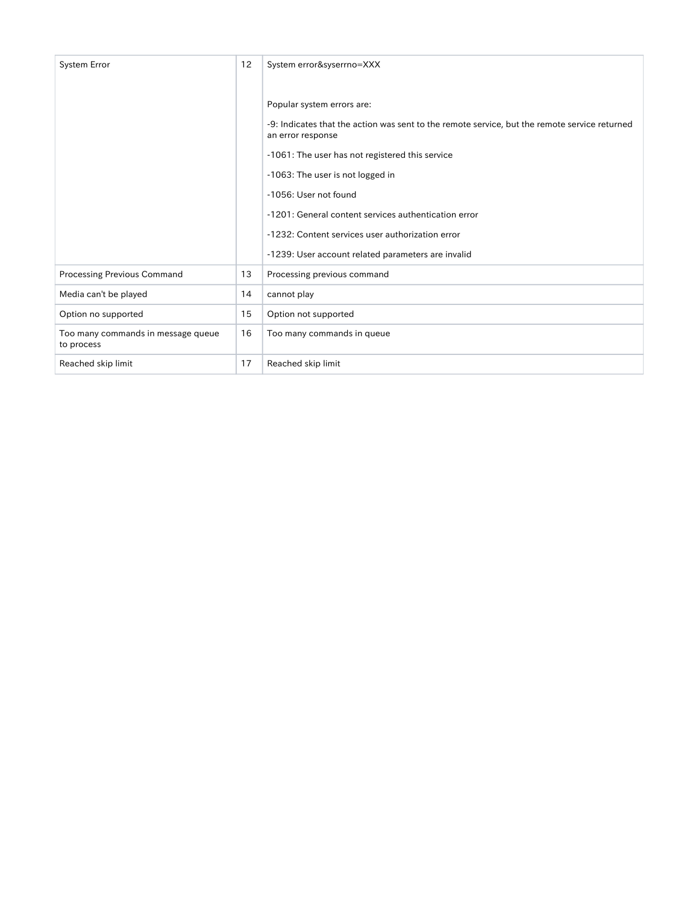| | | |
|---|---|---|
| System Error | 12 | System error&syserrno=XXX<br><br>Popular system errors are:<br><br>-9: Indicates that the action was sent to the remote service, but the remote service returned an error response<br><br>-1061: The user has not registered this service<br><br>-1063: The user is not logged in<br><br>-1056: User not found<br><br>-1201: General content services authentication error<br><br>-1232: Content services user authorization error<br><br>-1239: User account related parameters are invalid |
| Processing Previous Command | 13 | Processing previous command |
| Media can't be played | 14 | cannot play |
| Option no supported | 15 | Option not supported |
| Too many commands in message queue to process | 16 | Too many commands in queue |
| Reached skip limit | 17 | Reached skip limit |